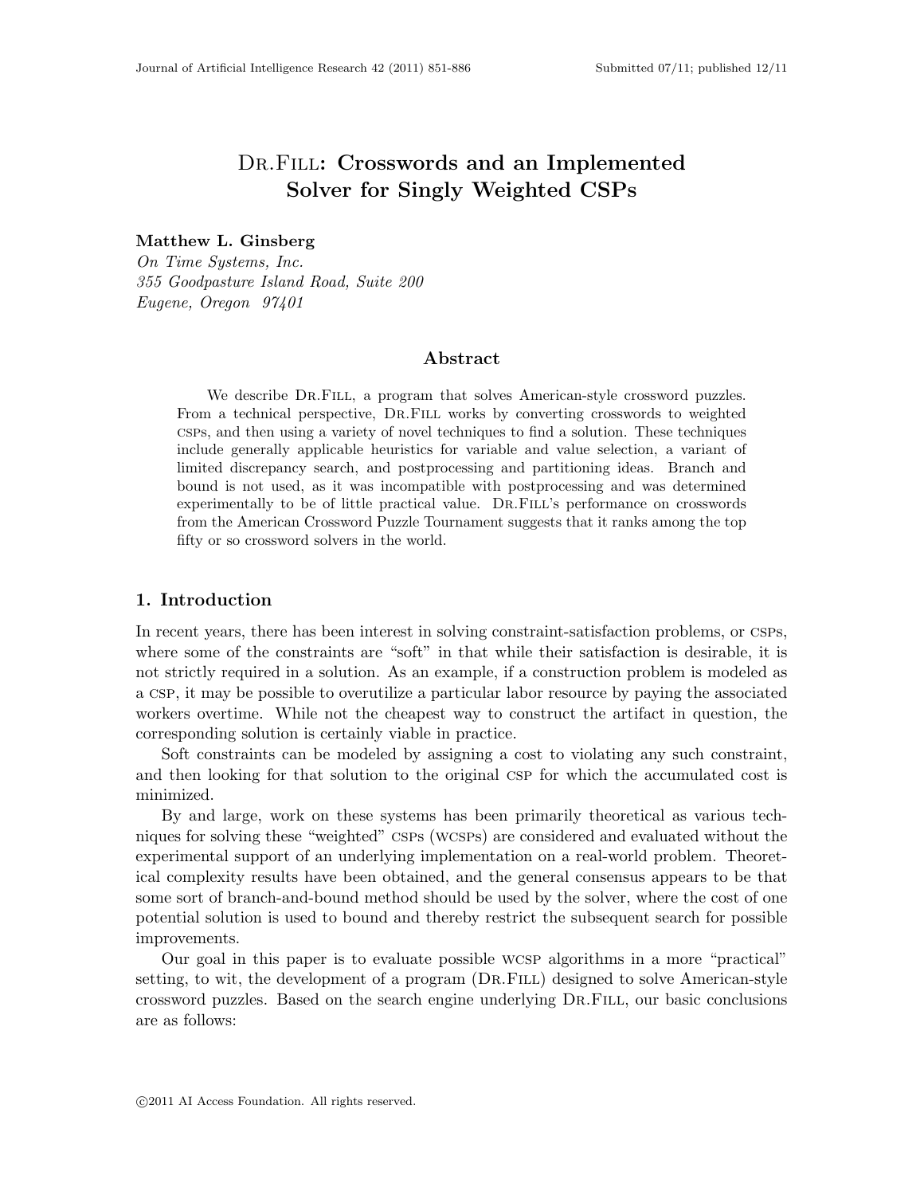# Dr.Fill: Crosswords and an Implemented Solver for Singly Weighted CSPs

**Matthew L. Ginsberg**
*On Time Systems, Inc.*
*355 Goodpasture Island Road, Suite 200*
*Eugene, Oregon 97401*

## Abstract

We describe Dr.Fill, a program that solves American-style crossword puzzles. From a technical perspective, Dr.Fill works by converting crosswords to weighted csps, and then using a variety of novel techniques to find a solution. These techniques include generally applicable heuristics for variable and value selection, a variant of limited discrepancy search, and postprocessing and partitioning ideas. Branch and bound is not used, as it was incompatible with postprocessing and was determined experimentally to be of little practical value. Dr.Fill's performance on crosswords from the American Crossword Puzzle Tournament suggests that it ranks among the top fifty or so crossword solvers in the world.

## 1. Introduction

In recent years, there has been interest in solving constraint-satisfaction problems, or csps, where some of the constraints are "soft" in that while their satisfaction is desirable, it is not strictly required in a solution. As an example, if a construction problem is modeled as a csp, it may be possible to overutilize a particular labor resource by paying the associated workers overtime. While not the cheapest way to construct the artifact in question, the corresponding solution is certainly viable in practice.

Soft constraints can be modeled by assigning a cost to violating any such constraint, and then looking for that solution to the original csp for which the accumulated cost is minimized.

By and large, work on these systems has been primarily theoretical as various techniques for solving these "weighted" csps (wcsps) are considered and evaluated without the experimental support of an underlying implementation on a real-world problem. Theoretical complexity results have been obtained, and the general consensus appears to be that some sort of branch-and-bound method should be used by the solver, where the cost of one potential solution is used to bound and thereby restrict the subsequent search for possible improvements.

Our goal in this paper is to evaluate possible wcsp algorithms in a more "practical" setting, to wit, the development of a program (Dr.Fill) designed to solve American-style crossword puzzles. Based on the search engine underlying Dr.Fill, our basic conclusions are as follows:

©2011 AI Access Foundation. All rights reserved.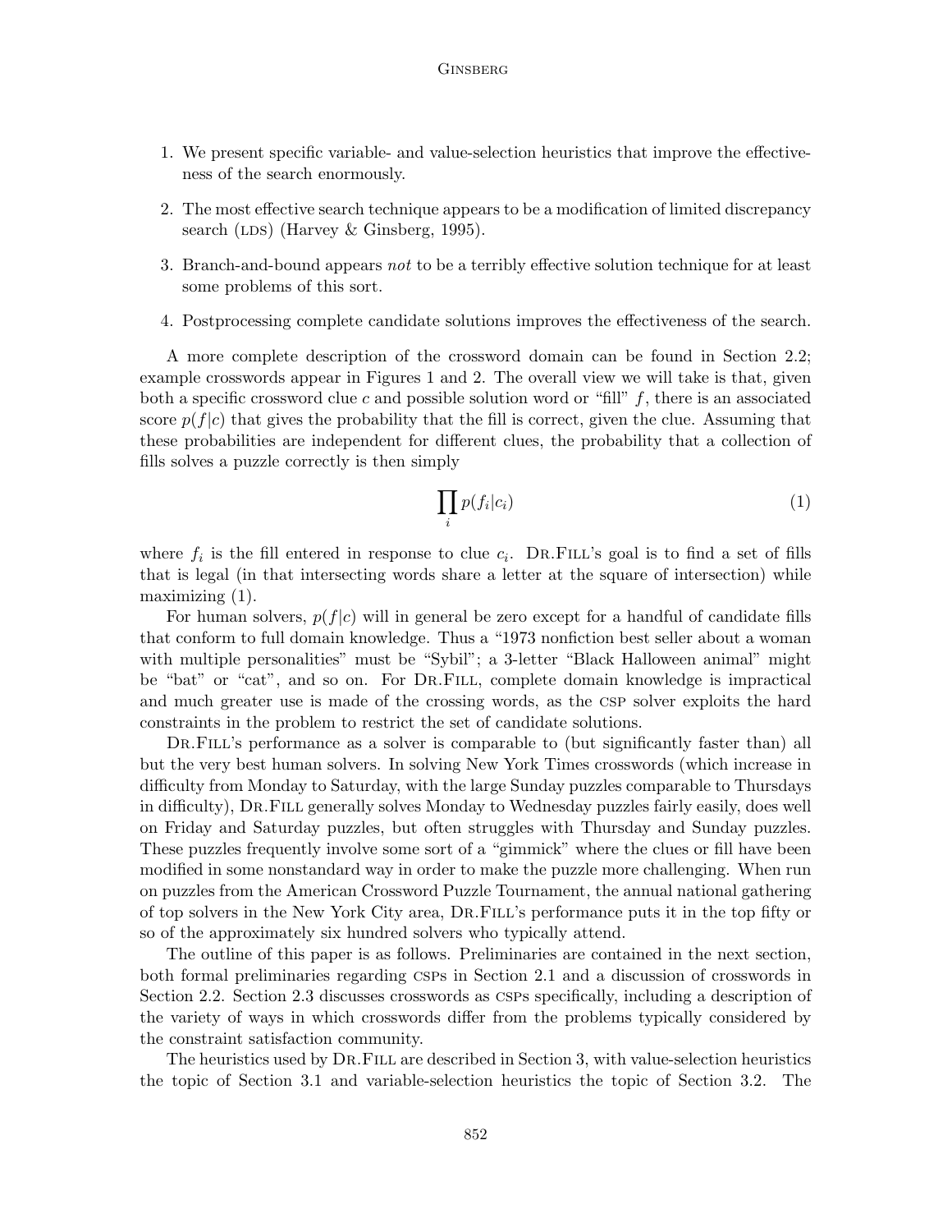1. We present specific variable- and value-selection heuristics that improve the effectiveness of the search enormously.
2. The most effective search technique appears to be a modification of limited discrepancy search (LDS) (Harvey & Ginsberg, 1995).
3. Branch-and-bound appears *not* to be a terribly effective solution technique for at least some problems of this sort.
4. Postprocessing complete candidate solutions improves the effectiveness of the search.

A more complete description of the crossword domain can be found in Section 2.2; example crosswords appear in Figures 1 and 2. The overall view we will take is that, given both a specific crossword clue $c$ and possible solution word or "fill" $f$, there is an associated score $p(f|c)$ that gives the probability that the fill is correct, given the clue. Assuming that these probabilities are independent for different clues, the probability that a collection of fills solves a puzzle correctly is then simply

$$\prod_i p(f_i|c_i) \tag{1}$$

where $f_i$ is the fill entered in response to clue $c_i$. Dr.Fill's goal is to find a set of fills that is legal (in that intersecting words share a letter at the square of intersection) while maximizing (1).

For human solvers, $p(f|c)$ will in general be zero except for a handful of candidate fills that conform to full domain knowledge. Thus a "1973 nonfiction best seller about a woman with multiple personalities" must be "Sybil"; a 3-letter "Black Halloween animal" might be "bat" or "cat", and so on. For Dr.Fill, complete domain knowledge is impractical and much greater use is made of the crossing words, as the CSP solver exploits the hard constraints in the problem to restrict the set of candidate solutions.

Dr.Fill's performance as a solver is comparable to (but significantly faster than) all but the very best human solvers. In solving New York Times crosswords (which increase in difficulty from Monday to Saturday, with the large Sunday puzzles comparable to Thursdays in difficulty), Dr.Fill generally solves Monday to Wednesday puzzles fairly easily, does well on Friday and Saturday puzzles, but often struggles with Thursday and Sunday puzzles. These puzzles frequently involve some sort of a "gimmick" where the clues or fill have been modified in some nonstandard way in order to make the puzzle more challenging. When run on puzzles from the American Crossword Puzzle Tournament, the annual national gathering of top solvers in the New York City area, Dr.Fill's performance puts it in the top fifty or so of the approximately six hundred solvers who typically attend.

The outline of this paper is as follows. Preliminaries are contained in the next section, both formal preliminaries regarding CSPs in Section 2.1 and a discussion of crosswords in Section 2.2. Section 2.3 discusses crosswords as CSPs specifically, including a description of the variety of ways in which crosswords differ from the problems typically considered by the constraint satisfaction community.

The heuristics used by Dr.Fill are described in Section 3, with value-selection heuristics the topic of Section 3.1 and variable-selection heuristics the topic of Section 3.2. The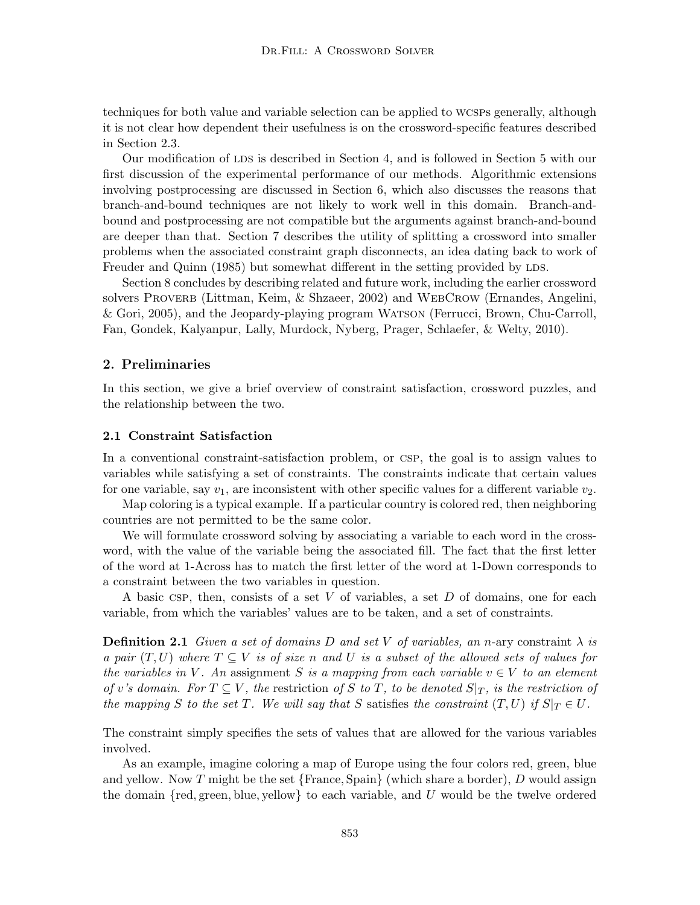techniques for both value and variable selection can be applied to WCSPs generally, although it is not clear how dependent their usefulness is on the crossword-specific features described in Section 2.3.

Our modification of LDS is described in Section 4, and is followed in Section 5 with our first discussion of the experimental performance of our methods. Algorithmic extensions involving postprocessing are discussed in Section 6, which also discusses the reasons that branch-and-bound techniques are not likely to work well in this domain. Branch-and-bound and postprocessing are not compatible but the arguments against branch-and-bound are deeper than that. Section 7 describes the utility of splitting a crossword into smaller problems when the associated constraint graph disconnects, an idea dating back to work of Freuder and Quinn (1985) but somewhat different in the setting provided by LDS.

Section 8 concludes by describing related and future work, including the earlier crossword solvers PROVERB (Littman, Keim, & Shzaeer, 2002) and WEBCROW (Ernandes, Angelini, & Gori, 2005), and the Jeopardy-playing program WATSON (Ferrucci, Brown, Chu-Carroll, Fan, Gondek, Kalyanpur, Lally, Murdock, Nyberg, Prager, Schlaefer, & Welty, 2010).

## 2. Preliminaries

In this section, we give a brief overview of constraint satisfaction, crossword puzzles, and the relationship between the two.

### 2.1 Constraint Satisfaction

In a conventional constraint-satisfaction problem, or CSP, the goal is to assign values to variables while satisfying a set of constraints. The constraints indicate that certain values for one variable, say $v_1$, are inconsistent with other specific values for a different variable $v_2$.

Map coloring is a typical example. If a particular country is colored red, then neighboring countries are not permitted to be the same color.

We will formulate crossword solving by associating a variable to each word in the crossword, with the value of the variable being the associated fill. The fact that the first letter of the word at 1-Across has to match the first letter of the word at 1-Down corresponds to a constraint between the two variables in question.

A basic CSP, then, consists of a set $V$ of variables, a set $D$ of domains, one for each variable, from which the variables' values are to be taken, and a set of constraints.

**Definition 2.1** *Given a set of domains $D$ and set $V$ of variables, an $n$-ary* constraint *$\lambda$ is a pair $(T, U)$ where $T \subseteq V$ is of size $n$ and $U$ is a subset of the allowed sets of values for the variables in $V$. An* assignment *$S$ is a mapping from each variable $v \in V$ to an element of $v$'s domain. For $T \subseteq V$, the* restriction *of $S$ to $T$, to be denoted $S|_T$, is the restriction of the mapping $S$ to the set $T$. We will say that $S$* satisfies *the constraint $(T, U)$ if $S|_T \in U$.*

The constraint simply specifies the sets of values that are allowed for the various variables involved.

As an example, imagine coloring a map of Europe using the four colors red, green, blue and yellow. Now $T$ might be the set $\{\text{France}, \text{Spain}\}$ (which share a border), $D$ would assign the domain $\{\text{red}, \text{green}, \text{blue}, \text{yellow}\}$ to each variable, and $U$ would be the twelve ordered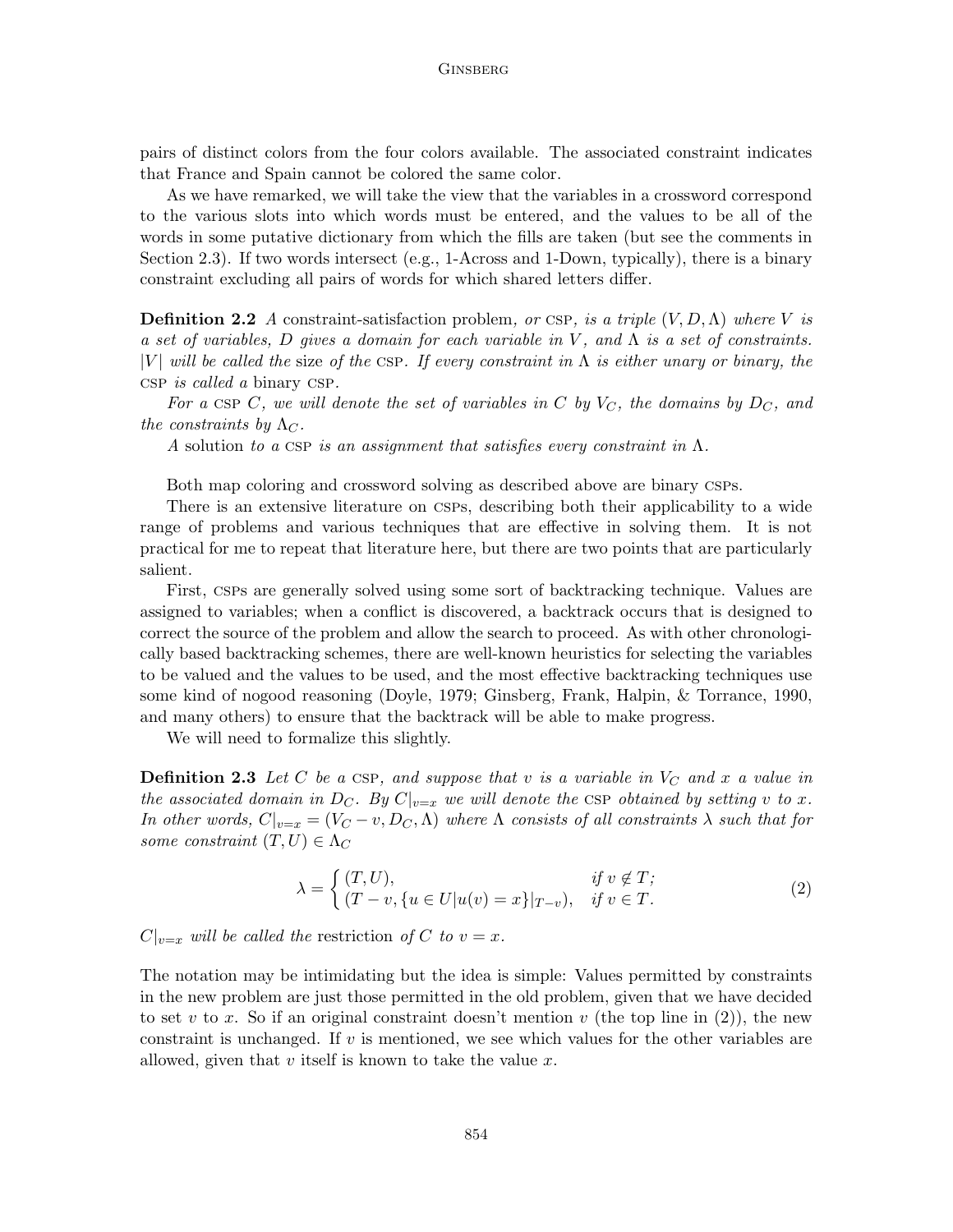pairs of distinct colors from the four colors available. The associated constraint indicates that France and Spain cannot be colored the same color.

As we have remarked, we will take the view that the variables in a crossword correspond to the various slots into which words must be entered, and the values to be all of the words in some putative dictionary from which the fills are taken (but see the comments in Section 2.3). If two words intersect (e.g., 1-Across and 1-Down, typically), there is a binary constraint excluding all pairs of words for which shared letters differ.

**Definition 2.2** *A* constraint-satisfaction problem*, or* CSP*, is a triple* $(V, D, \Lambda)$ *where* $V$ *is a set of variables,* $D$ *gives a domain for each variable in* $V$*, and* $\Lambda$ *is a set of constraints.* $|V|$ *will be called the* size *of the* CSP*. If every constraint in* $\Lambda$ *is either unary or binary, the* CSP *is called a* binary CSP*.*

*For a* CSP $C$*, we will denote the set of variables in* $C$ *by* $V_C$*, the domains by* $D_C$*, and the constraints by* $\Lambda_C$*.*

*A* solution *to a* CSP *is an assignment that satisfies every constraint in* $\Lambda$*.*

Both map coloring and crossword solving as described above are binary CSPs.

There is an extensive literature on CSPs, describing both their applicability to a wide range of problems and various techniques that are effective in solving them. It is not practical for me to repeat that literature here, but there are two points that are particularly salient.

First, CSPs are generally solved using some sort of backtracking technique. Values are assigned to variables; when a conflict is discovered, a backtrack occurs that is designed to correct the source of the problem and allow the search to proceed. As with other chronologically based backtracking schemes, there are well-known heuristics for selecting the variables to be valued and the values to be used, and the most effective backtracking techniques use some kind of nogood reasoning (Doyle, 1979; Ginsberg, Frank, Halpin, & Torrance, 1990, and many others) to ensure that the backtrack will be able to make progress.

We will need to formalize this slightly.

**Definition 2.3** *Let* $C$ *be a* CSP*, and suppose that* $v$ *is a variable in* $V_C$ *and* $x$ *a value in the associated domain in* $D_C$*. By* $C|_{v=x}$ *we will denote the* CSP *obtained by setting* $v$ *to* $x$*. In other words,* $C|_{v=x} = (V_C - v, D_C, \Lambda)$ *where* $\Lambda$ *consists of all constraints* $\lambda$ *such that for some constraint* $(T, U) \in \Lambda_C$

$$\lambda = \begin{cases} (T, U), & \text{if } v \notin T; \\ (T - v, \{u \in U | u(v) = x\}|_{T-v}), & \text{if } v \in T. \end{cases} \tag{2}$$

$C|_{v=x}$ *will be called the* restriction *of* $C$ *to* $v = x$*.*

The notation may be intimidating but the idea is simple: Values permitted by constraints in the new problem are just those permitted in the old problem, given that we have decided to set $v$ to $x$. So if an original constraint doesn't mention $v$ (the top line in (2)), the new constraint is unchanged. If $v$ is mentioned, we see which values for the other variables are allowed, given that $v$ itself is known to take the value $x$.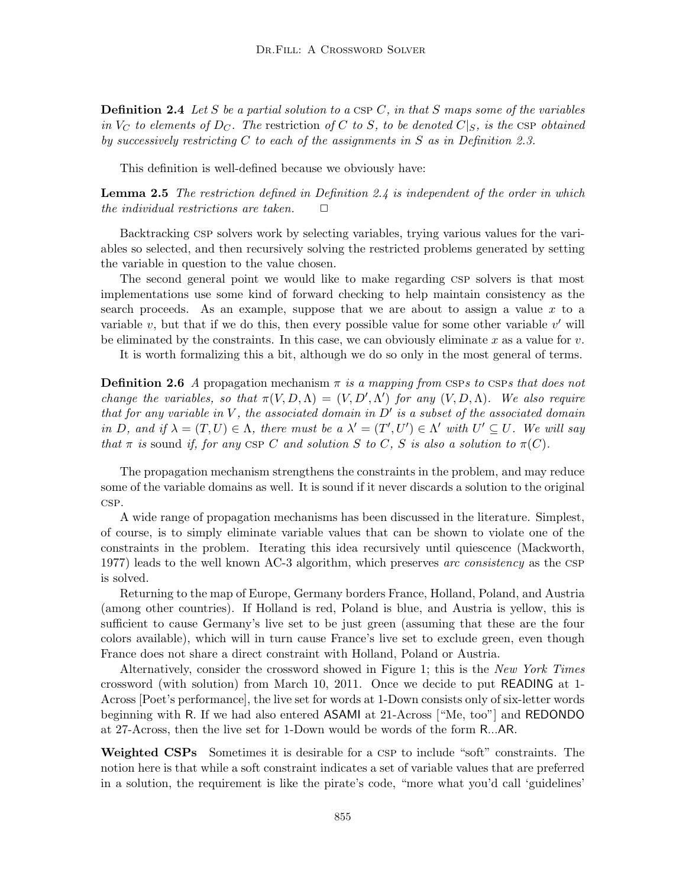**Definition 2.4** *Let $S$ be a partial solution to a* CSP *$C$, in that $S$ maps some of the variables in $V_C$ to elements of $D_C$. The* restriction *of $C$ to $S$, to be denoted $C|_S$, is the* CSP *obtained by successively restricting $C$ to each of the assignments in $S$ as in Definition 2.3.*

This definition is well-defined because we obviously have:

**Lemma 2.5** *The restriction defined in Definition 2.4 is independent of the order in which the individual restrictions are taken.* □

Backtracking CSP solvers work by selecting variables, trying various values for the variables so selected, and then recursively solving the restricted problems generated by setting the variable in question to the value chosen.

The second general point we would like to make regarding CSP solvers is that most implementations use some kind of forward checking to help maintain consistency as the search proceeds. As an example, suppose that we are about to assign a value $x$ to a variable $v$, but that if we do this, then every possible value for some other variable $v'$ will be eliminated by the constraints. In this case, we can obviously eliminate $x$ as a value for $v$.

It is worth formalizing this a bit, although we do so only in the most general of terms.

**Definition 2.6** *A* propagation mechanism *$\pi$ is a mapping from* CSP*s to* CSP*s that does not change the variables, so that $\pi(V, D, \Lambda) = (V, D', \Lambda')$ for any $(V, D, \Lambda)$. We also require that for any variable in $V$, the associated domain in $D'$ is a subset of the associated domain in $D$, and if $\lambda = (T, U) \in \Lambda$, there must be a $\lambda' = (T', U') \in \Lambda'$ with $U' \subseteq U$. We will say that $\pi$ is* sound *if, for any* CSP *$C$ and solution $S$ to $C$, $S$ is also a solution to $\pi(C)$.*

The propagation mechanism strengthens the constraints in the problem, and may reduce some of the variable domains as well. It is sound if it never discards a solution to the original CSP.

A wide range of propagation mechanisms has been discussed in the literature. Simplest, of course, is to simply eliminate variable values that can be shown to violate one of the constraints in the problem. Iterating this idea recursively until quiescence (Mackworth, 1977) leads to the well known AC-3 algorithm, which preserves *arc consistency* as the CSP is solved.

Returning to the map of Europe, Germany borders France, Holland, Poland, and Austria (among other countries). If Holland is red, Poland is blue, and Austria is yellow, this is sufficient to cause Germany's live set to be just green (assuming that these are the four colors available), which will in turn cause France's live set to exclude green, even though France does not share a direct constraint with Holland, Poland or Austria.

Alternatively, consider the crossword showed in Figure 1; this is the *New York Times* crossword (with solution) from March 10, 2011. Once we decide to put READING at 1-Across [Poet's performance], the live set for words at 1-Down consists only of six-letter words beginning with R. If we had also entered ASAMI at 21-Across ["Me, too"] and REDONDO at 27-Across, then the live set for 1-Down would be words of the form R...AR.

**Weighted CSPs** Sometimes it is desirable for a CSP to include "soft" constraints. The notion here is that while a soft constraint indicates a set of variable values that are preferred in a solution, the requirement is like the pirate's code, "more what you'd call 'guidelines'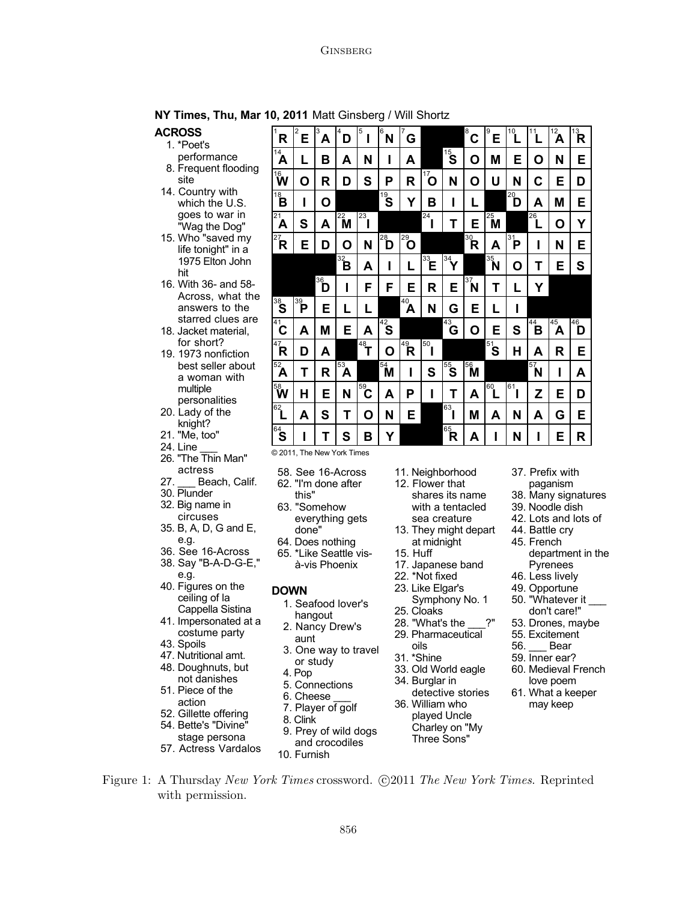**NY Times, Thu, Mar 10, 2011** Matt Ginsberg / Will Shortz

| | | | | | | | | | | | | | | |
|---|---|---|---|---|---|---|---|---|---|---|---|---|---|---|
| R | E | A | D | I | N | G | | | C | E | L | L | A | R |
| A | L | B | A | N | I | A | | S | O | M | E | O | N | E |
| W | O | R | D | S | P | R | O | N | O | U | N | C | E | D |
| B | I | O | | | S | Y | B | I | L | | D | A | M | E |
| A | S | A | M | I | | | I | T | E | M | | L | O | Y |
| R | E | D | O | N | D | O | | | R | A | P | I | N | E |
| | | | B | A | I | L | E | Y | | N | O | T | E | S |
| | | D | I | F | F | E | R | E | N | T | L | Y | | |
| S | P | E | L | L | | A | N | G | E | L | I | | | |
| C | A | M | E | A | S | | | G | O | E | S | B | A | D |
| R | D | A | | T | O | R | I | | | S | H | A | R | E |
| A | T | R | A | | M | I | S | S | M | | | N | I | A |
| W | H | E | N | C | A | P | I | T | A | L | I | Z | E | D |
| L | A | S | T | O | N | E | | I | M | A | N | A | G | E |
| S | I | T | S | B | Y | | | R | A | I | N | I | E | R |

© 2011, The New York Times

**ACROSS**

1. *Poet's performance
8. Frequent flooding site
14. Country with which the U.S. goes to war in "Wag the Dog"
15. Who "saved my life tonight" in a 1975 Elton John hit
16. With 36- and 58-Across, what the answers to the starred clues are
18. Jacket material, for short?
19. 1973 nonfiction best seller about a woman with multiple personalities
20. Lady of the knight?
21. "Me, too"
24. Line ___
26. "The Thin Man" actress
27. ___ Beach, Calif.
30. Plunder
32. Big name in circuses
35. B, A, D, G and E, e.g.
36. See 16-Across
38. Say "B-A-D-G-E," e.g.
40. Figures on the ceiling of la Cappella Sistina
41. Impersonated at a costume party
43. Spoils
47. Nutritional amt.
48. Doughnuts, but not danishes
51. Piece of the action
52. Gillette offering
54. Bette's "Divine" stage persona
57. Actress Vardalos
58. See 16-Across
62. "I'm done after this"
63. "Somehow everything gets done"
64. Does nothing
65. *Like Seattle vis-à-vis Phoenix

**DOWN**

1. Seafood lover's hangout
2. Nancy Drew's aunt
3. One way to travel or study
4. Pop
5. Connections
6. Cheese ___
7. Player of golf
8. Clink
9. Prey of wild dogs and crocodiles
10. Furnish
11. Neighborhood
12. Flower that shares its name with a tentacled sea creature
13. They might depart at midnight
15. Huff
17. Japanese band
22. *Not fixed
23. Like Elgar's Symphony No. 1
25. Cloaks
28. "What's the ___?"
29. Pharmaceutical oils
31. *Shine
33. Old World eagle
34. Burglar in detective stories
36. William who played Uncle Charley on "My Three Sons"
37. Prefix with paganism
38. Many signatures
39. Noodle dish
42. Lots and lots of
44. Battle cry
45. French department in the Pyrenees
46. Less lively
49. Opportune
50. "Whatever it ___ don't care!"
53. Drones, maybe
55. Excitement
56. ___ Bear
59. Inner ear?
60. Medieval French love poem
61. What a keeper may keep

Figure 1: A Thursday *New York Times* crossword. ©2011 *The New York Times*. Reprinted with permission.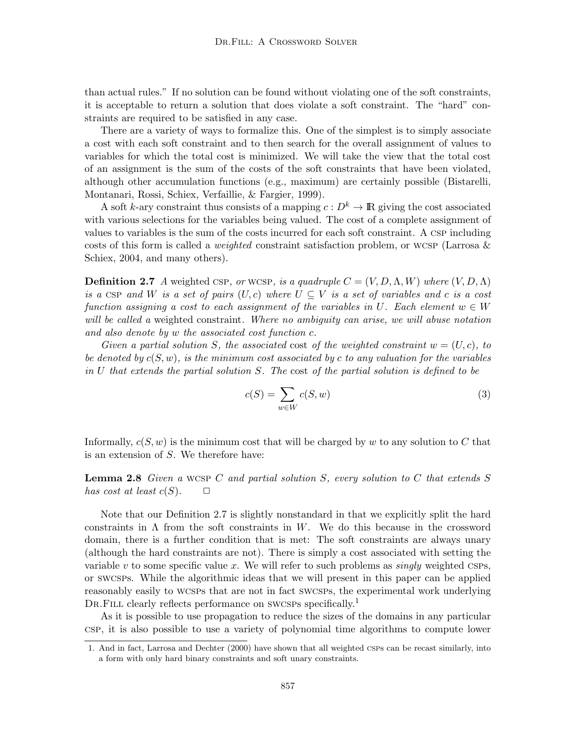than actual rules." If no solution can be found without violating one of the soft constraints, it is acceptable to return a solution that does violate a soft constraint. The "hard" constraints are required to be satisfied in any case.

There are a variety of ways to formalize this. One of the simplest is to simply associate a cost with each soft constraint and to then search for the overall assignment of values to variables for which the total cost is minimized. We will take the view that the total cost of an assignment is the sum of the costs of the soft constraints that have been violated, although other accumulation functions (e.g., maximum) are certainly possible (Bistarelli, Montanari, Rossi, Schiex, Verfaillie, & Fargier, 1999).

A soft $k$-ary constraint thus consists of a mapping $c : D^k \rightarrow \mathbb{R}$ giving the cost associated with various selections for the variables being valued. The cost of a complete assignment of values to variables is the sum of the costs incurred for each soft constraint. A CSP including costs of this form is called a *weighted* constraint satisfaction problem, or WCSP (Larrosa & Schiex, 2004, and many others).

**Definition 2.7** *A* weighted CSP*, or* WCSP*, is a quadruple $C = (V, D, \Lambda, W)$ where $(V, D, \Lambda)$ is a* CSP *and $W$ is a set of pairs $(U, c)$ where $U \subseteq V$ is a set of variables and $c$ is a cost function assigning a cost to each assignment of the variables in $U$. Each element $w \in W$ will be called a* weighted constraint*. Where no ambiguity can arise, we will abuse notation and also denote by $w$ the associated cost function $c$.*

*Given a partial solution $S$, the associated* cost *of the weighted constraint $w = (U, c)$, to be denoted by $c(S, w)$, is the minimum cost associated by $c$ to any valuation for the variables in $U$ that extends the partial solution $S$. The* cost *of the partial solution is defined to be*

$$c(S) = \sum_{w \in W} c(S, w) \tag{3}$$

Informally, $c(S, w)$ is the minimum cost that will be charged by $w$ to any solution to $C$ that is an extension of $S$. We therefore have:

**Lemma 2.8** *Given a* WCSP *$C$ and partial solution $S$, every solution to $C$ that extends $S$ has cost at least $c(S)$.* □

Note that our Definition 2.7 is slightly nonstandard in that we explicitly split the hard constraints in $\Lambda$ from the soft constraints in $W$. We do this because in the crossword domain, there is a further condition that is met: The soft constraints are always unary (although the hard constraints are not). There is simply a cost associated with setting the variable $v$ to some specific value $x$. We will refer to such problems as *singly* weighted CSPs, or SWCSPs. While the algorithmic ideas that we will present in this paper can be applied reasonably easily to WCSPs that are not in fact SWCSPs, the experimental work underlying DR.FILL clearly reflects performance on SWCSPs specifically.[1]

As it is possible to use propagation to reduce the sizes of the domains in any particular CSP, it is also possible to use a variety of polynomial time algorithms to compute lower

1. And in fact, Larrosa and Dechter (2000) have shown that all weighted CSPs can be recast similarly, into a form with only hard binary constraints and soft unary constraints.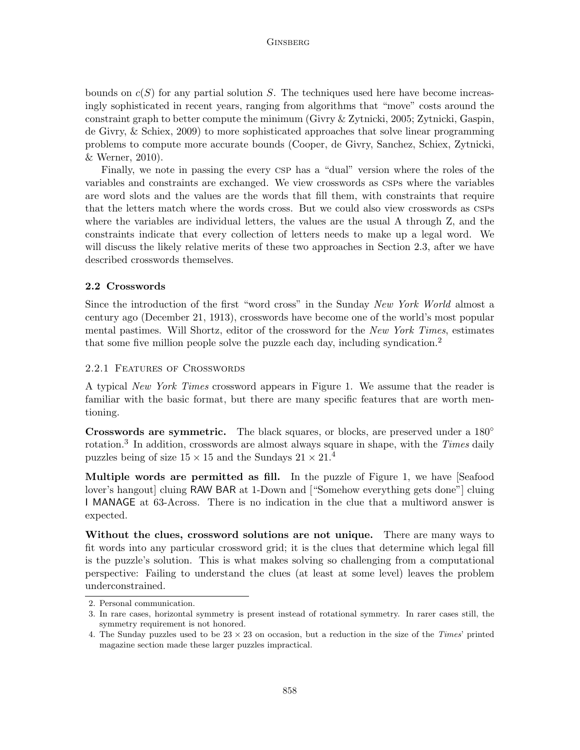bounds on $c(S)$ for any partial solution $S$. The techniques used here have become increasingly sophisticated in recent years, ranging from algorithms that "move" costs around the constraint graph to better compute the minimum (Givry & Zytnicki, 2005; Zytnicki, Gaspin, de Givry, & Schiex, 2009) to more sophisticated approaches that solve linear programming problems to compute more accurate bounds (Cooper, de Givry, Sanchez, Schiex, Zytnicki, & Werner, 2010).

Finally, we note in passing the every CSP has a "dual" version where the roles of the variables and constraints are exchanged. We view crosswords as CSPs where the variables are word slots and the values are the words that fill them, with constraints that require that the letters match where the words cross. But we could also view crosswords as CSPs where the variables are individual letters, the values are the usual A through Z, and the constraints indicate that every collection of letters needs to make up a legal word. We will discuss the likely relative merits of these two approaches in Section 2.3, after we have described crosswords themselves.

### 2.2 Crosswords

Since the introduction of the first "word cross" in the Sunday *New York World* almost a century ago (December 21, 1913), crosswords have become one of the world's most popular mental pastimes. Will Shortz, editor of the crossword for the *New York Times*, estimates that some five million people solve the puzzle each day, including syndication.[2]

#### 2.2.1 Features of Crosswords

A typical *New York Times* crossword appears in Figure 1. We assume that the reader is familiar with the basic format, but there are many specific features that are worth mentioning.

**Crosswords are symmetric.** The black squares, or blocks, are preserved under a 180° rotation.[3] In addition, crosswords are almost always square in shape, with the *Times* daily puzzles being of size $15 \times 15$ and the Sundays $21 \times 21$.[4]

**Multiple words are permitted as fill.** In the puzzle of Figure 1, we have [Seafood lover's hangout] cluing RAW BAR at 1-Down and ["Somehow everything gets done"] cluing I MANAGE at 63-Across. There is no indication in the clue that a multiword answer is expected.

**Without the clues, crossword solutions are not unique.** There are many ways to fit words into any particular crossword grid; it is the clues that determine which legal fill is the puzzle's solution. This is what makes solving so challenging from a computational perspective: Failing to understand the clues (at least at some level) leaves the problem underconstrained.

---

2. Personal communication.
3. In rare cases, horizontal symmetry is present instead of rotational symmetry. In rarer cases still, the symmetry requirement is not honored.
4. The Sunday puzzles used to be $23 \times 23$ on occasion, but a reduction in the size of the *Times*' printed magazine section made these larger puzzles impractical.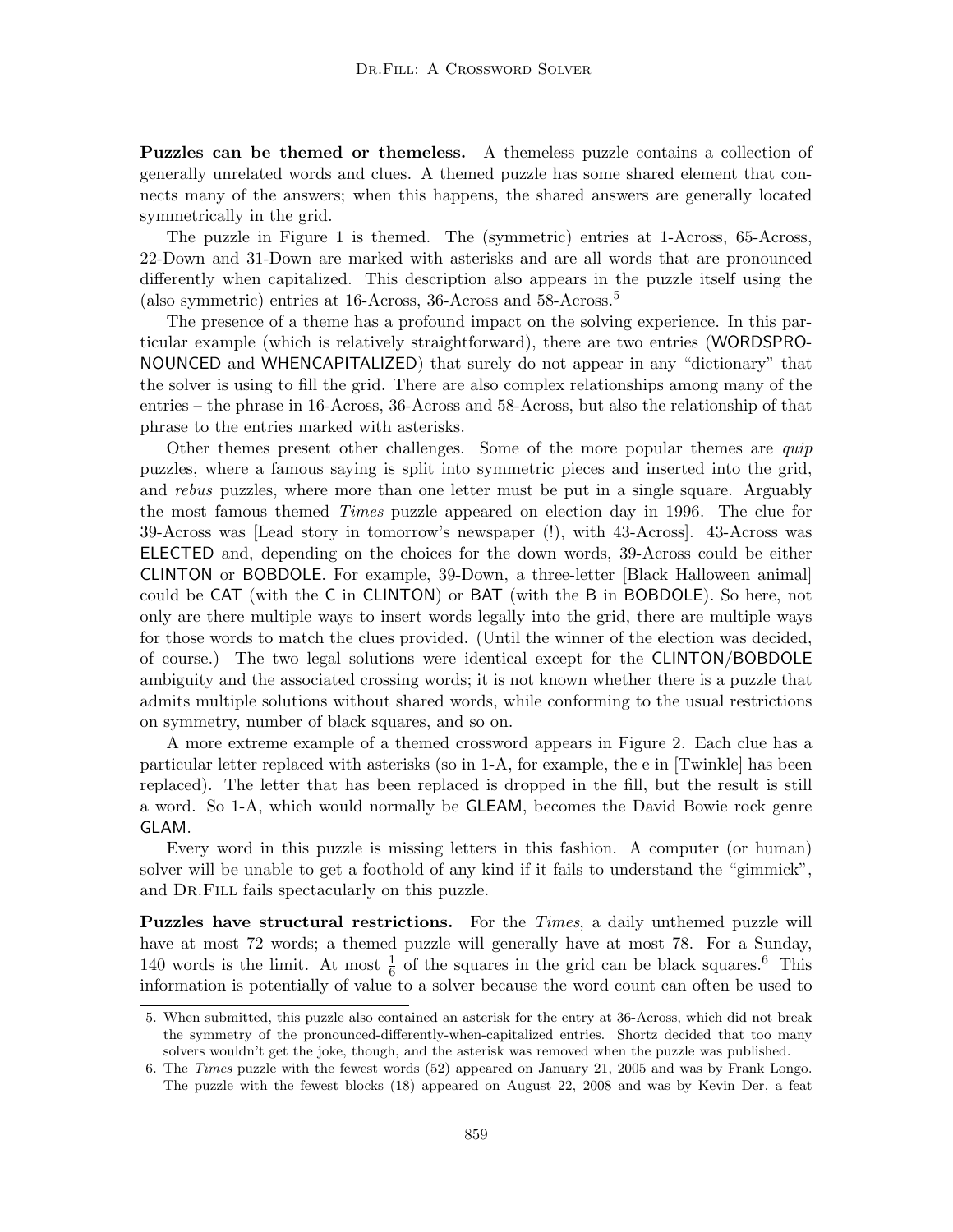**Puzzles can be themed or themeless.** A themeless puzzle contains a collection of generally unrelated words and clues. A themed puzzle has some shared element that connects many of the answers; when this happens, the shared answers are generally located symmetrically in the grid.

The puzzle in Figure 1 is themed. The (symmetric) entries at 1-Across, 65-Across, 22-Down and 31-Down are marked with asterisks and are all words that are pronounced differently when capitalized. This description also appears in the puzzle itself using the (also symmetric) entries at 16-Across, 36-Across and 58-Across.[5]

The presence of a theme has a profound impact on the solving experience. In this particular example (which is relatively straightforward), there are two entries (WORDSPRONOUNCED and WHENCAPITALIZED) that surely do not appear in any "dictionary" that the solver is using to fill the grid. There are also complex relationships among many of the entries – the phrase in 16-Across, 36-Across and 58-Across, but also the relationship of that phrase to the entries marked with asterisks.

Other themes present other challenges. Some of the more popular themes are *quip* puzzles, where a famous saying is split into symmetric pieces and inserted into the grid, and *rebus* puzzles, where more than one letter must be put in a single square. Arguably the most famous themed *Times* puzzle appeared on election day in 1996. The clue for 39-Across was [Lead story in tomorrow's newspaper (!), with 43-Across]. 43-Across was ELECTED and, depending on the choices for the down words, 39-Across could be either CLINTON or BOBDOLE. For example, 39-Down, a three-letter [Black Halloween animal] could be CAT (with the C in CLINTON) or BAT (with the B in BOBDOLE). So here, not only are there multiple ways to insert words legally into the grid, there are multiple ways for those words to match the clues provided. (Until the winner of the election was decided, of course.) The two legal solutions were identical except for the CLINTON/BOBDOLE ambiguity and the associated crossing words; it is not known whether there is a puzzle that admits multiple solutions without shared words, while conforming to the usual restrictions on symmetry, number of black squares, and so on.

A more extreme example of a themed crossword appears in Figure 2. Each clue has a particular letter replaced with asterisks (so in 1-A, for example, the e in [Twinkle] has been replaced). The letter that has been replaced is dropped in the fill, but the result is still a word. So 1-A, which would normally be GLEAM, becomes the David Bowie rock genre GLAM.

Every word in this puzzle is missing letters in this fashion. A computer (or human) solver will be unable to get a foothold of any kind if it fails to understand the "gimmick", and Dr.Fill fails spectacularly on this puzzle.

**Puzzles have structural restrictions.** For the *Times*, a daily unthemed puzzle will have at most 72 words; a themed puzzle will generally have at most 78. For a Sunday, 140 words is the limit. At most $\frac{1}{6}$ of the squares in the grid can be black squares.[6] This information is potentially of value to a solver because the word count can often be used to

5. When submitted, this puzzle also contained an asterisk for the entry at 36-Across, which did not break the symmetry of the pronounced-differently-when-capitalized entries. Shortz decided that too many solvers wouldn't get the joke, though, and the asterisk was removed when the puzzle was published.

6. The *Times* puzzle with the fewest words (52) appeared on January 21, 2005 and was by Frank Longo. The puzzle with the fewest blocks (18) appeared on August 22, 2008 and was by Kevin Der, a feat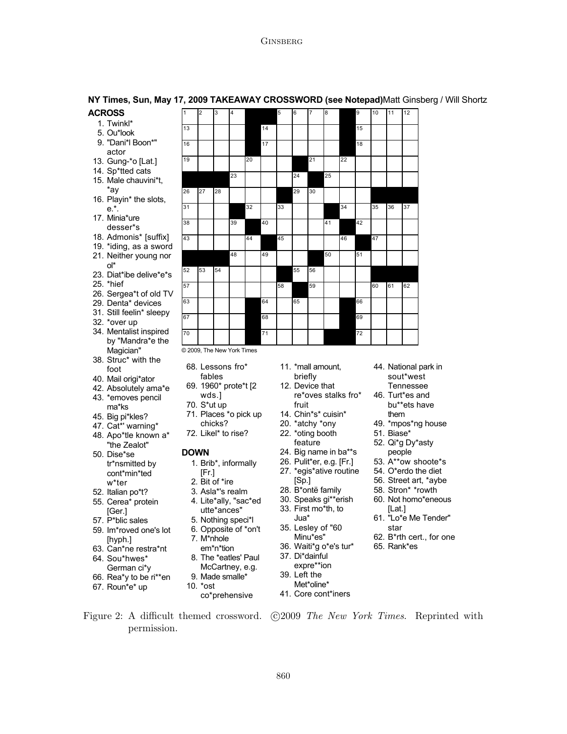**NY Times, Sun, May 17, 2009 TAKEAWAY CROSSWORD (see Notepad)** Matt Ginsberg / Will Shortz

© 2009, The New York Times

**ACROSS**

1. Twinkl*
5. Ou*look
9. "Dani*l Boon*" actor
13. Gung-*o [Lat.]
14. Sp*tted cats
15. Male chauvini*t, *ay
16. Playin* the slots, e.*.
17. Minia*ure desser*s
18. Admonis* [suffix]
19. *iding, as a sword
21. Neither young nor ol*
23. Diat*ibe delive*e*s
25. *hief
26. Sergea*t of old TV
29. Denta* devices
31. Still feelin* sleepy
32. *over up
34. Mentalist inspired by "Mandra*e the Magician"
38. Struc* with the foot
40. Mail origi*ator
42. Absolutely ama*e
43. *emoves pencil ma*ks
45. Big pi*kles?
47. Cat*' warning*
48. Apo*tle known a* "the Zealot"
50. Dise*se tr*nsmitted by cont*min*ted w*ter
52. Italian po*t?
55. Cerea* protein [Ger.]
57. P*blic sales
59. Im*roved one's lot [hyph.]
63. Can*ne restra*nt
64. Sou*hwes* German ci*y
66. Rea*y to be ri**en
67. Roun*e* up
68. Lessons fro* fables
69. 1960* prote*t [2 wds.]
70. S*ut up
71. Places *o pick up chicks?
72. Likel* to rise?

**DOWN**

1. Brib*, informally [Fr.]
2. Bit of *ire
3. Asla*'s realm
4. Lite*ally, "sac*ed utte*ances"
5. Nothing speci*l
6. Opposite of *on't
7. M*nhole em*n*tion
8. The *eatles' Paul McCartney, e.g.
9. Made smalle*
10. *ost co*prehensive
11. *mall amount, briefly
12. Device that re*oves stalks fro* fruit
14. Chin*s* cuisin*
20. *atchy *ony
22. *oting booth feature
24. Big name in ba**s
26. Pulit*er, e.g. [Fr.]
27. *egis*ative routine [Sp.]
28. B*ontë family
30. Speaks gi**erish
33. First mo*th, to Jua*
35. Lesley of "60 Minu*es"
36. Waiti*g o*e's tur*
37. Di*dainful expre**ion
39. Left the Met*oline*
41. Core cont*iners
44. National park in sout*west Tennessee
46. Turt*es and bu**ets have them
49. *mpos*ng house
51. Biase*
52. Qi*g Dy*asty people
53. A**ow shoote*s
54. O*erdo the diet
56. Street art, *aybe
58. Stron* *rowth
60. Not homo*eneous [Lat.]
61. "Lo*e Me Tender" star
62. B*rth cert., for one
65. Rank*es

Figure 2: A difficult themed crossword. ©2009 *The New York Times*. Reprinted with permission.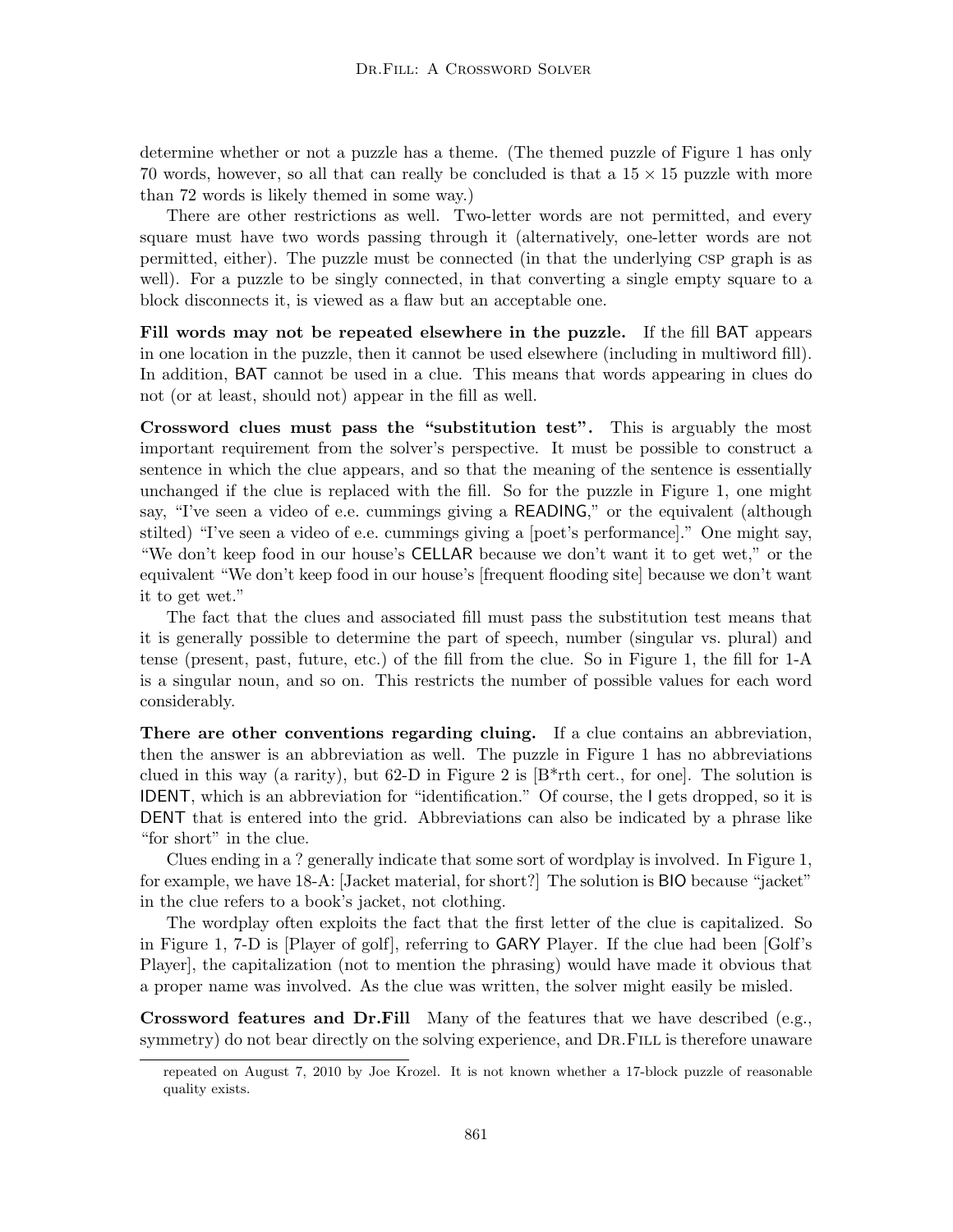determine whether or not a puzzle has a theme. (The themed puzzle of Figure 1 has only 70 words, however, so all that can really be concluded is that a $15 \times 15$ puzzle with more than 72 words is likely themed in some way.)

There are other restrictions as well. Two-letter words are not permitted, and every square must have two words passing through it (alternatively, one-letter words are not permitted, either). The puzzle must be connected (in that the underlying CSP graph is as well). For a puzzle to be singly connected, in that converting a single empty square to a block disconnects it, is viewed as a flaw but an acceptable one.

**Fill words may not be repeated elsewhere in the puzzle.** If the fill BAT appears in one location in the puzzle, then it cannot be used elsewhere (including in multiword fill). In addition, BAT cannot be used in a clue. This means that words appearing in clues do not (or at least, should not) appear in the fill as well.

**Crossword clues must pass the "substitution test".** This is arguably the most important requirement from the solver's perspective. It must be possible to construct a sentence in which the clue appears, and so that the meaning of the sentence is essentially unchanged if the clue is replaced with the fill. So for the puzzle in Figure 1, one might say, "I've seen a video of e.e. cummings giving a READING," or the equivalent (although stilted) "I've seen a video of e.e. cummings giving a [poet's performance]." One might say, "We don't keep food in our house's CELLAR because we don't want it to get wet," or the equivalent "We don't keep food in our house's [frequent flooding site] because we don't want it to get wet."

The fact that the clues and associated fill must pass the substitution test means that it is generally possible to determine the part of speech, number (singular vs. plural) and tense (present, past, future, etc.) of the fill from the clue. So in Figure 1, the fill for 1-A is a singular noun, and so on. This restricts the number of possible values for each word considerably.

**There are other conventions regarding cluing.** If a clue contains an abbreviation, then the answer is an abbreviation as well. The puzzle in Figure 1 has no abbreviations clued in this way (a rarity), but 62-D in Figure 2 is [B*rth cert., for one]. The solution is IDENT, which is an abbreviation for "identification." Of course, the I gets dropped, so it is DENT that is entered into the grid. Abbreviations can also be indicated by a phrase like "for short" in the clue.

Clues ending in a ? generally indicate that some sort of wordplay is involved. In Figure 1, for example, we have 18-A: [Jacket material, for short?] The solution is BIO because "jacket" in the clue refers to a book's jacket, not clothing.

The wordplay often exploits the fact that the first letter of the clue is capitalized. So in Figure 1, 7-D is [Player of golf], referring to GARY Player. If the clue had been [Golf's Player], the capitalization (not to mention the phrasing) would have made it obvious that a proper name was involved. As the clue was written, the solver might easily be misled.

**Crossword features and Dr.Fill** Many of the features that we have described (e.g., symmetry) do not bear directly on the solving experience, and Dr.Fill is therefore unaware

repeated on August 7, 2010 by Joe Krozel. It is not known whether a 17-block puzzle of reasonable quality exists.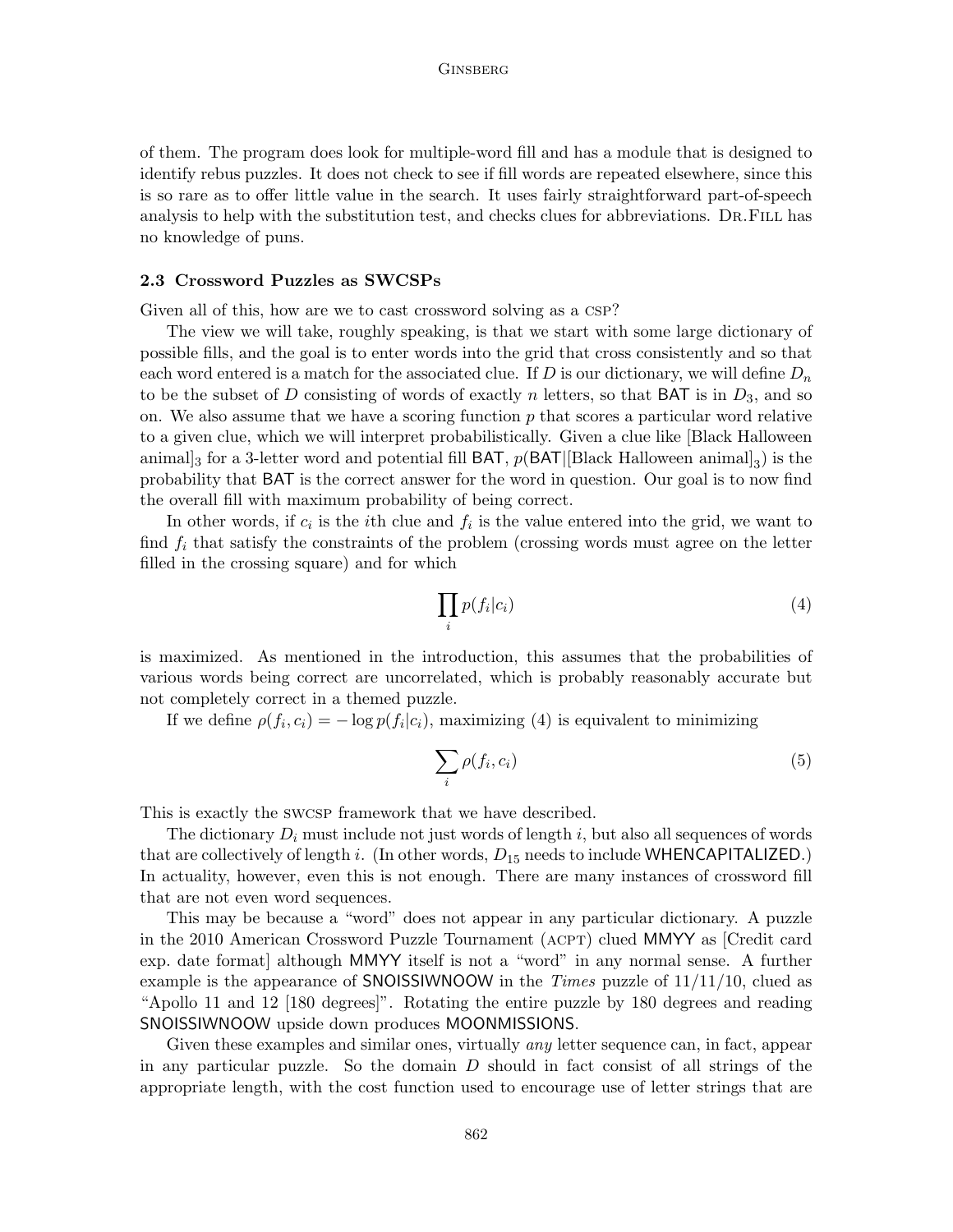of them. The program does look for multiple-word fill and has a module that is designed to identify rebus puzzles. It does not check to see if fill words are repeated elsewhere, since this is so rare as to offer little value in the search. It uses fairly straightforward part-of-speech analysis to help with the substitution test, and checks clues for abbreviations. Dr.Fill has no knowledge of puns.

### 2.3 Crossword Puzzles as SWCSPs

Given all of this, how are we to cast crossword solving as a csp?

The view we will take, roughly speaking, is that we start with some large dictionary of possible fills, and the goal is to enter words into the grid that cross consistently and so that each word entered is a match for the associated clue. If $D$ is our dictionary, we will define $D_n$ to be the subset of $D$ consisting of words of exactly $n$ letters, so that BAT is in $D_3$, and so on. We also assume that we have a scoring function $p$ that scores a particular word relative to a given clue, which we will interpret probabilistically. Given a clue like [Black Halloween animal]$_3$ for a 3-letter word and potential fill BAT, $p(\text{BAT}|[\text{Black Halloween animal}]_3)$ is the probability that BAT is the correct answer for the word in question. Our goal is to now find the overall fill with maximum probability of being correct.

In other words, if $c_i$ is the $i$th clue and $f_i$ is the value entered into the grid, we want to find $f_i$ that satisfy the constraints of the problem (crossing words must agree on the letter filled in the crossing square) and for which

$$\prod_i p(f_i|c_i) \tag{4}$$

is maximized. As mentioned in the introduction, this assumes that the probabilities of various words being correct are uncorrelated, which is probably reasonably accurate but not completely correct in a themed puzzle.

If we define $\rho(f_i, c_i) = -\log p(f_i|c_i)$, maximizing (4) is equivalent to minimizing

$$\sum_i \rho(f_i, c_i) \tag{5}$$

This is exactly the swcsp framework that we have described.

The dictionary $D_i$ must include not just words of length $i$, but also all sequences of words that are collectively of length $i$. (In other words, $D_{15}$ needs to include WHENCAPITALIZED.) In actuality, however, even this is not enough. There are many instances of crossword fill that are not even word sequences.

This may be because a "word" does not appear in any particular dictionary. A puzzle in the 2010 American Crossword Puzzle Tournament (acpt) clued MMYY as [Credit card exp. date format] although MMYY itself is not a "word" in any normal sense. A further example is the appearance of SNOISSIWNOOW in the *Times* puzzle of 11/11/10, clued as "Apollo 11 and 12 [180 degrees]". Rotating the entire puzzle by 180 degrees and reading SNOISSIWNOOW upside down produces MOONMISSIONS.

Given these examples and similar ones, virtually *any* letter sequence can, in fact, appear in any particular puzzle. So the domain $D$ should in fact consist of all strings of the appropriate length, with the cost function used to encourage use of letter strings that are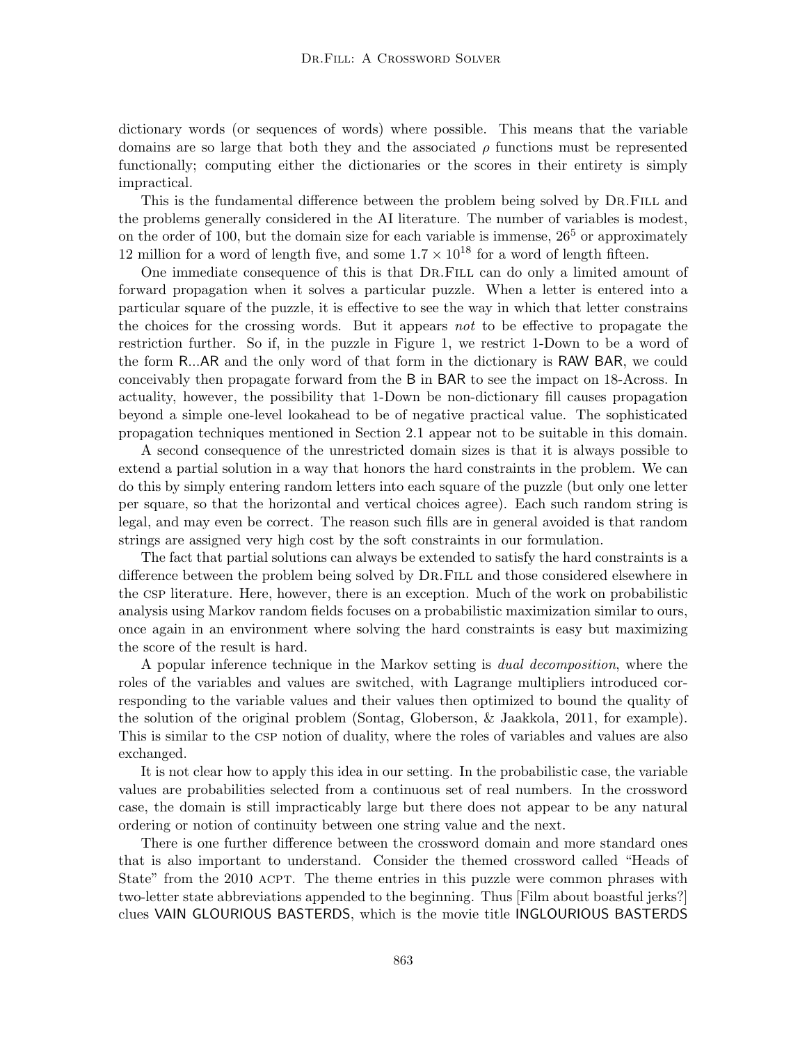dictionary words (or sequences of words) where possible. This means that the variable domains are so large that both they and the associated $\rho$ functions must be represented functionally; computing either the dictionaries or the scores in their entirety is simply impractical.

This is the fundamental difference between the problem being solved by Dr.Fill and the problems generally considered in the AI literature. The number of variables is modest, on the order of 100, but the domain size for each variable is immense, $26^5$ or approximately 12 million for a word of length five, and some $1.7 \times 10^{18}$ for a word of length fifteen.

One immediate consequence of this is that Dr.Fill can do only a limited amount of forward propagation when it solves a particular puzzle. When a letter is entered into a particular square of the puzzle, it is effective to see the way in which that letter constrains the choices for the crossing words. But it appears *not* to be effective to propagate the restriction further. So if, in the puzzle in Figure 1, we restrict 1-Down to be a word of the form R...AR and the only word of that form in the dictionary is RAW BAR, we could conceivably then propagate forward from the B in BAR to see the impact on 18-Across. In actuality, however, the possibility that 1-Down be non-dictionary fill causes propagation beyond a simple one-level lookahead to be of negative practical value. The sophisticated propagation techniques mentioned in Section 2.1 appear not to be suitable in this domain.

A second consequence of the unrestricted domain sizes is that it is always possible to extend a partial solution in a way that honors the hard constraints in the problem. We can do this by simply entering random letters into each square of the puzzle (but only one letter per square, so that the horizontal and vertical choices agree). Each such random string is legal, and may even be correct. The reason such fills are in general avoided is that random strings are assigned very high cost by the soft constraints in our formulation.

The fact that partial solutions can always be extended to satisfy the hard constraints is a difference between the problem being solved by Dr.Fill and those considered elsewhere in the csp literature. Here, however, there is an exception. Much of the work on probabilistic analysis using Markov random fields focuses on a probabilistic maximization similar to ours, once again in an environment where solving the hard constraints is easy but maximizing the score of the result is hard.

A popular inference technique in the Markov setting is *dual decomposition*, where the roles of the variables and values are switched, with Lagrange multipliers introduced corresponding to the variable values and their values then optimized to bound the quality of the solution of the original problem (Sontag, Globerson, & Jaakkola, 2011, for example). This is similar to the csp notion of duality, where the roles of variables and values are also exchanged.

It is not clear how to apply this idea in our setting. In the probabilistic case, the variable values are probabilities selected from a continuous set of real numbers. In the crossword case, the domain is still impracticably large but there does not appear to be any natural ordering or notion of continuity between one string value and the next.

There is one further difference between the crossword domain and more standard ones that is also important to understand. Consider the themed crossword called "Heads of State" from the 2010 acpt. The theme entries in this puzzle were common phrases with two-letter state abbreviations appended to the beginning. Thus [Film about boastful jerks?] clues VAIN GLOURIOUS BASTERDS, which is the movie title INGLOURIOUS BASTERDS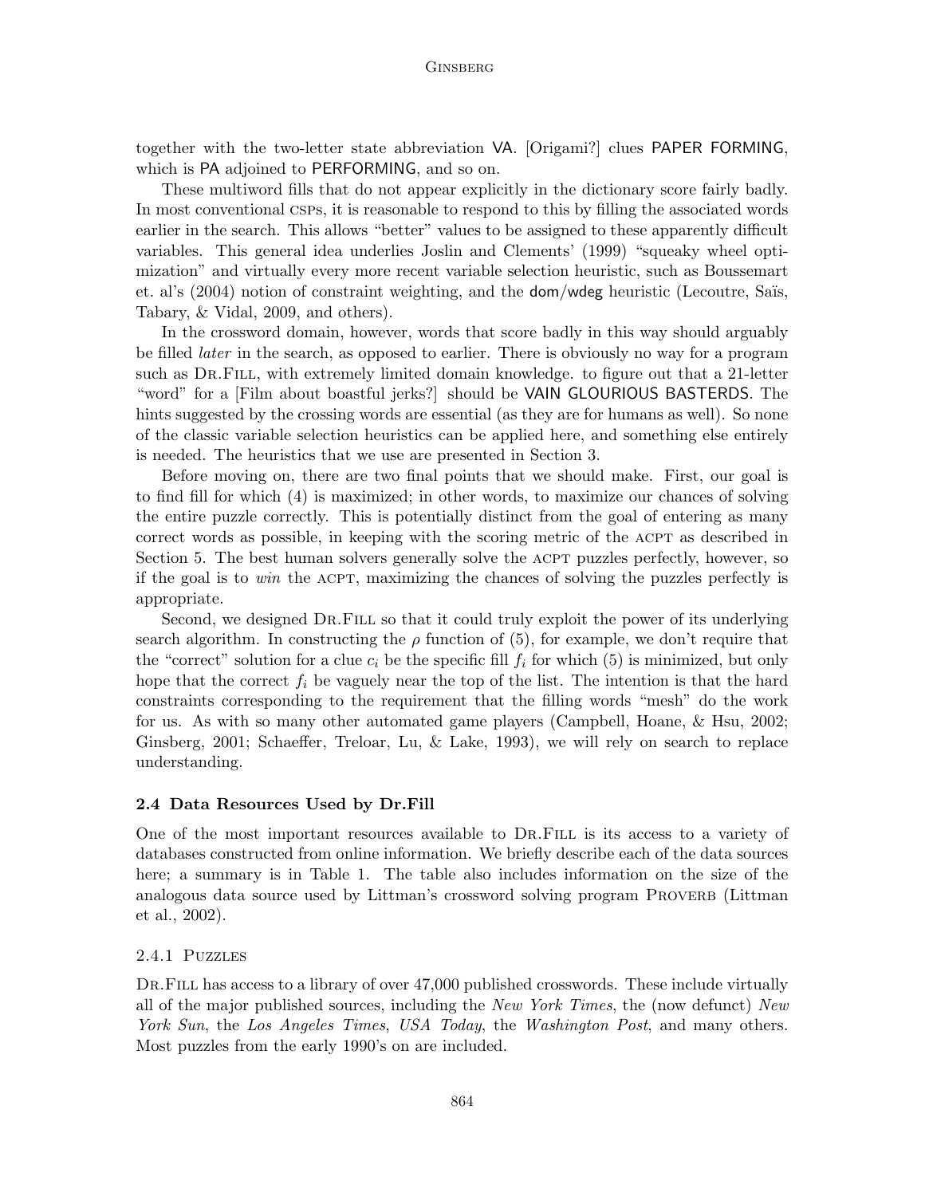together with the two-letter state abbreviation VA. [Origami?] clues PAPER FORMING, which is PA adjoined to PERFORMING, and so on.

These multiword fills that do not appear explicitly in the dictionary score fairly badly. In most conventional CSPs, it is reasonable to respond to this by filling the associated words earlier in the search. This allows "better" values to be assigned to these apparently difficult variables. This general idea underlies Joslin and Clements' (1999) "squeaky wheel optimization" and virtually every more recent variable selection heuristic, such as Boussemart et. al's (2004) notion of constraint weighting, and the dom/wdeg heuristic (Lecoutre, Saïs, Tabary, & Vidal, 2009, and others).

In the crossword domain, however, words that score badly in this way should arguably be filled *later* in the search, as opposed to earlier. There is obviously no way for a program such as Dr.Fill, with extremely limited domain knowledge. to figure out that a 21-letter "word" for a [Film about boastful jerks?] should be VAIN GLOURIOUS BASTERDS. The hints suggested by the crossing words are essential (as they are for humans as well). So none of the classic variable selection heuristics can be applied here, and something else entirely is needed. The heuristics that we use are presented in Section 3.

Before moving on, there are two final points that we should make. First, our goal is to find fill for which (4) is maximized; in other words, to maximize our chances of solving the entire puzzle correctly. This is potentially distinct from the goal of entering as many correct words as possible, in keeping with the scoring metric of the ACPT as described in Section 5. The best human solvers generally solve the ACPT puzzles perfectly, however, so if the goal is to *win* the ACPT, maximizing the chances of solving the puzzles perfectly is appropriate.

Second, we designed Dr.Fill so that it could truly exploit the power of its underlying search algorithm. In constructing the $\rho$ function of (5), for example, we don't require that the "correct" solution for a clue $c_i$ be the specific fill $f_i$ for which (5) is minimized, but only hope that the correct $f_i$ be vaguely near the top of the list. The intention is that the hard constraints corresponding to the requirement that the filling words "mesh" do the work for us. As with so many other automated game players (Campbell, Hoane, & Hsu, 2002; Ginsberg, 2001; Schaeffer, Treloar, Lu, & Lake, 1993), we will rely on search to replace understanding.

### 2.4 Data Resources Used by Dr.Fill

One of the most important resources available to Dr.Fill is its access to a variety of databases constructed from online information. We briefly describe each of the data sources here; a summary is in Table 1. The table also includes information on the size of the analogous data source used by Littman's crossword solving program Proverb (Littman et al., 2002).

#### 2.4.1 Puzzles

Dr.Fill has access to a library of over 47,000 published crosswords. These include virtually all of the major published sources, including the *New York Times*, the (now defunct) *New York Sun*, the *Los Angeles Times*, *USA Today*, the *Washington Post*, and many others. Most puzzles from the early 1990's on are included.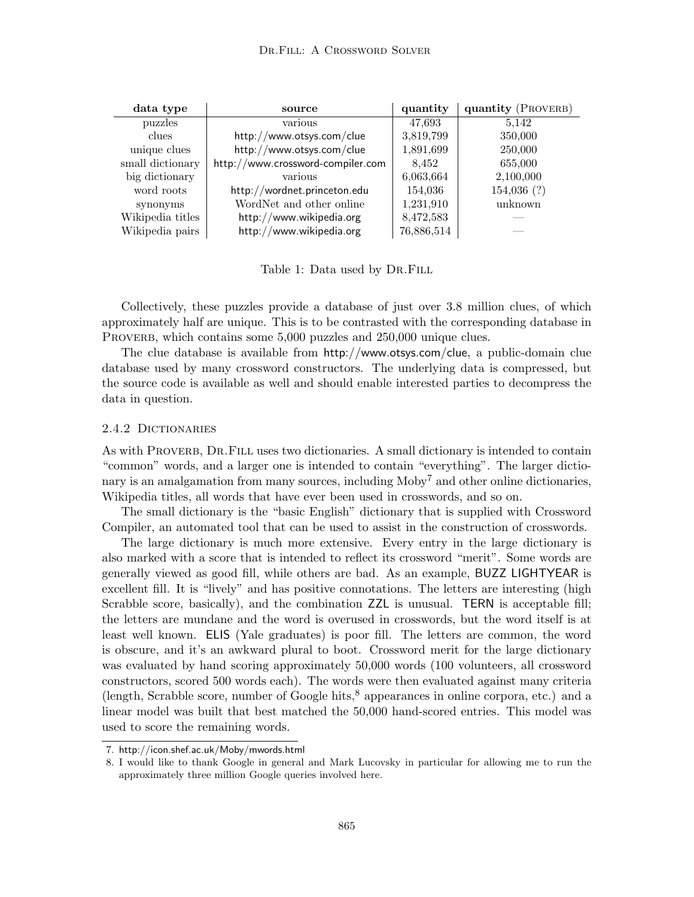| data type | source | quantity | quantity (PROVERB) |
|---|---|---|---|
| puzzles | various | 47,693 | 5,142 |
| clues | http://www.otsys.com/clue | 3,819,799 | 350,000 |
| unique clues | http://www.otsys.com/clue | 1,891,699 | 250,000 |
| small dictionary | http://www.crossword-compiler.com | 8,452 | 655,000 |
| big dictionary | various | 6,063,664 | 2,100,000 |
| word roots | http://wordnet.princeton.edu | 154,036 | 154,036 (?) |
| synonyms | WordNet and other online | 1,231,910 | unknown |
| Wikipedia titles | http://www.wikipedia.org | 8,472,583 | — |
| Wikipedia pairs | http://www.wikipedia.org | 76,886,514 | — |

Table 1: Data used by DR.FILL

Collectively, these puzzles provide a database of just over 3.8 million clues, of which approximately half are unique. This is to be contrasted with the corresponding database in PROVERB, which contains some 5,000 puzzles and 250,000 unique clues.

The clue database is available from http://www.otsys.com/clue, a public-domain clue database used by many crossword constructors. The underlying data is compressed, but the source code is available as well and should enable interested parties to decompress the data in question.

#### 2.4.2 Dictionaries

As with PROVERB, DR.FILL uses two dictionaries. A small dictionary is intended to contain "common" words, and a larger one is intended to contain "everything". The larger dictionary is an amalgamation from many sources, including Moby[7] and other online dictionaries, Wikipedia titles, all words that have ever been used in crosswords, and so on.

The small dictionary is the "basic English" dictionary that is supplied with Crossword Compiler, an automated tool that can be used to assist in the construction of crosswords.

The large dictionary is much more extensive. Every entry in the large dictionary is also marked with a score that is intended to reflect its crossword "merit". Some words are generally viewed as good fill, while others are bad. As an example, BUZZ LIGHTYEAR is excellent fill. It is "lively" and has positive connotations. The letters are interesting (high Scrabble score, basically), and the combination ZZL is unusual. TERN is acceptable fill; the letters are mundane and the word is overused in crosswords, but the word itself is at least well known. ELIS (Yale graduates) is poor fill. The letters are common, the word is obscure, and it's an awkward plural to boot. Crossword merit for the large dictionary was evaluated by hand scoring approximately 50,000 words (100 volunteers, all crossword constructors, scored 500 words each). The words were then evaluated against many criteria (length, Scrabble score, number of Google hits,[8] appearances in online corpora, etc.) and a linear model was built that best matched the 50,000 hand-scored entries. This model was used to score the remaining words.

---

7. http://icon.shef.ac.uk/Moby/mwords.html
8. I would like to thank Google in general and Mark Lucovsky in particular for allowing me to run the approximately three million Google queries involved here.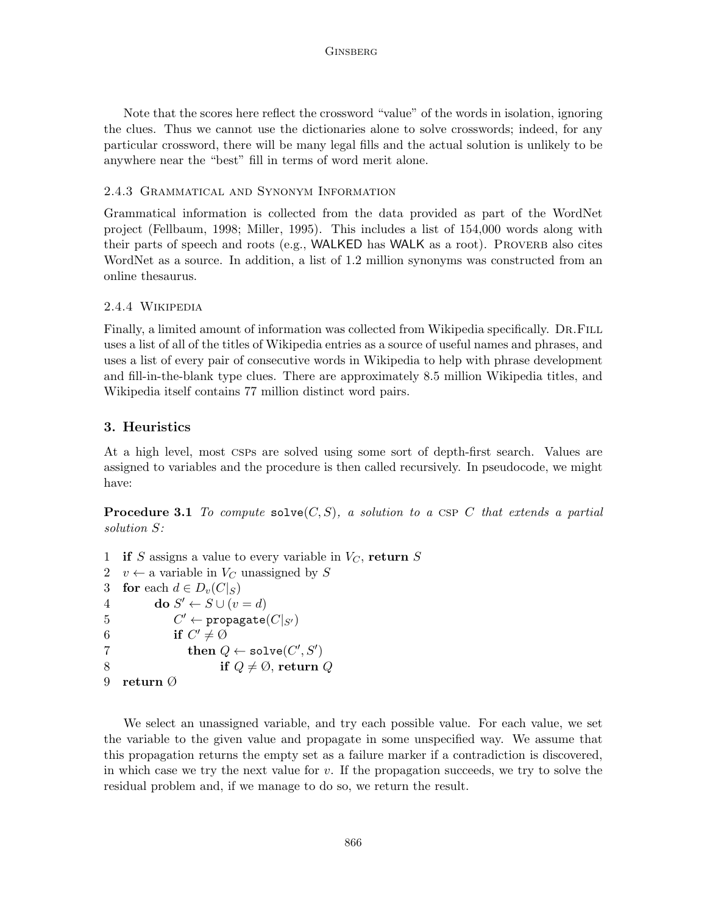Note that the scores here reflect the crossword "value" of the words in isolation, ignoring the clues. Thus we cannot use the dictionaries alone to solve crosswords; indeed, for any particular crossword, there will be many legal fills and the actual solution is unlikely to be anywhere near the "best" fill in terms of word merit alone.

#### 2.4.3 Grammatical and Synonym Information

Grammatical information is collected from the data provided as part of the WordNet project (Fellbaum, 1998; Miller, 1995). This includes a list of 154,000 words along with their parts of speech and roots (e.g., WALKED has WALK as a root). Proverb also cites WordNet as a source. In addition, a list of 1.2 million synonyms was constructed from an online thesaurus.

#### 2.4.4 Wikipedia

Finally, a limited amount of information was collected from Wikipedia specifically. Dr.Fill uses a list of all of the titles of Wikipedia entries as a source of useful names and phrases, and uses a list of every pair of consecutive words in Wikipedia to help with phrase development and fill-in-the-blank type clues. There are approximately 8.5 million Wikipedia titles, and Wikipedia itself contains 77 million distinct word pairs.

## 3. Heuristics

At a high level, most CSPs are solved using some sort of depth-first search. Values are assigned to variables and the procedure is then called recursively. In pseudocode, we might have:

**Procedure 3.1** *To compute* solve$(C, S)$*, a solution to a* CSP $C$ *that extends a partial solution* $S$*:*

1 **if** $S$ assigns a value to every variable in $V_C$, **return** $S$
2 $v \leftarrow$ a variable in $V_C$ unassigned by $S$
3 **for** each $d \in D_v(C|_S)$
4 &nbsp;&nbsp;&nbsp;&nbsp;**do** $S' \leftarrow S \cup (v = d)$
5 &nbsp;&nbsp;&nbsp;&nbsp;&nbsp;&nbsp;&nbsp;&nbsp;$C' \leftarrow$ propagate$(C|_{S'})$
6 &nbsp;&nbsp;&nbsp;&nbsp;&nbsp;&nbsp;&nbsp;&nbsp;**if** $C' \neq \emptyset$
7 &nbsp;&nbsp;&nbsp;&nbsp;&nbsp;&nbsp;&nbsp;&nbsp;&nbsp;&nbsp;&nbsp;&nbsp;**then** $Q \leftarrow$ solve$(C', S')$
8 &nbsp;&nbsp;&nbsp;&nbsp;&nbsp;&nbsp;&nbsp;&nbsp;&nbsp;&nbsp;&nbsp;&nbsp;&nbsp;&nbsp;&nbsp;&nbsp;&nbsp;&nbsp;&nbsp;&nbsp;**if** $Q \neq \emptyset$, **return** $Q$
9 **return** $\emptyset$

We select an unassigned variable, and try each possible value. For each value, we set the variable to the given value and propagate in some unspecified way. We assume that this propagation returns the empty set as a failure marker if a contradiction is discovered, in which case we try the next value for $v$. If the propagation succeeds, we try to solve the residual problem and, if we manage to do so, we return the result.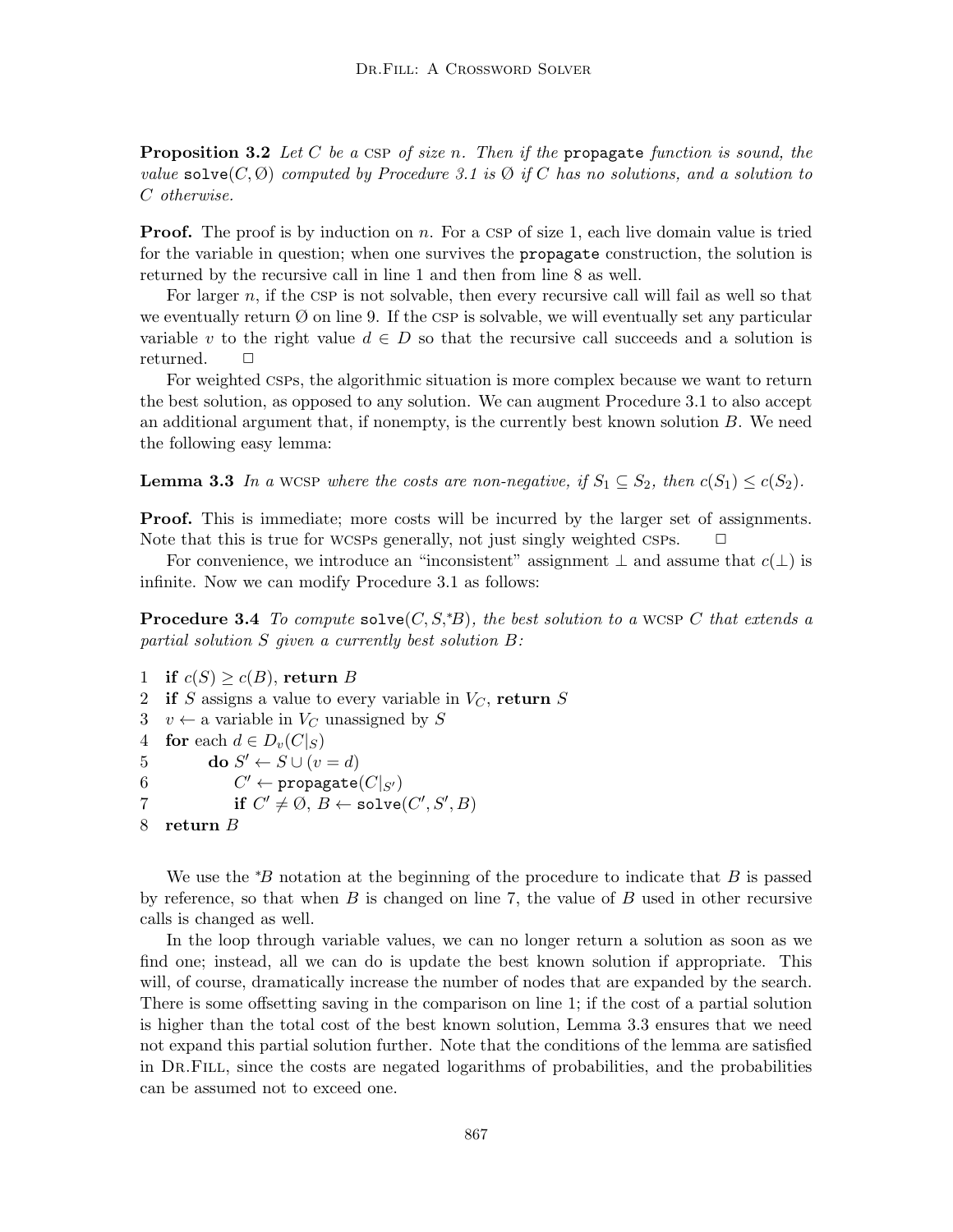**Proposition 3.2** *Let $C$ be a* CSP *of size $n$. Then if the* `propagate` *function is sound, the value* $\texttt{solve}(C, \emptyset)$ *computed by Procedure 3.1 is $\emptyset$ if $C$ has no solutions, and a solution to $C$ otherwise.*

**Proof.** The proof is by induction on $n$. For a CSP of size 1, each live domain value is tried for the variable in question; when one survives the `propagate` construction, the solution is returned by the recursive call in line 1 and then from line 8 as well.

For larger $n$, if the CSP is not solvable, then every recursive call will fail as well so that we eventually return $\emptyset$ on line 9. If the CSP is solvable, we will eventually set any particular variable $v$ to the right value $d \in D$ so that the recursive call succeeds and a solution is returned. □

For weighted CSPs, the algorithmic situation is more complex because we want to return the best solution, as opposed to any solution. We can augment Procedure 3.1 to also accept an additional argument that, if nonempty, is the currently best known solution $B$. We need the following easy lemma:

**Lemma 3.3** *In a* WCSP *where the costs are non-negative, if $S_1 \subseteq S_2$, then $c(S_1) \leq c(S_2)$.*

**Proof.** This is immediate; more costs will be incurred by the larger set of assignments. Note that this is true for WCSPs generally, not just singly weighted CSPs. □

For convenience, we introduce an "inconsistent" assignment $\perp$ and assume that $c(\perp)$ is infinite. Now we can modify Procedure 3.1 as follows:

**Procedure 3.4** *To compute* $\texttt{solve}(C, S, {}^*B)$*, the best solution to a* WCSP *$C$ that extends a partial solution $S$ given a currently best solution $B$:*

1 **if** $c(S) \geq c(B)$, **return** $B$
2 **if** $S$ assigns a value to every variable in $V_C$, **return** $S$
3 $v \leftarrow$ a variable in $V_C$ unassigned by $S$
4 **for** each $d \in D_v(C|_S)$
5  **do** $S' \leftarrow S \cup (v = d)$
6   $C' \leftarrow \texttt{propagate}(C|_{S'})$
7   **if** $C' \neq \emptyset$, $B \leftarrow \texttt{solve}(C', S', B)$
8 **return** $B$

We use the $^*B$ notation at the beginning of the procedure to indicate that $B$ is passed by reference, so that when $B$ is changed on line 7, the value of $B$ used in other recursive calls is changed as well.

In the loop through variable values, we can no longer return a solution as soon as we find one; instead, all we can do is update the best known solution if appropriate. This will, of course, dramatically increase the number of nodes that are expanded by the search. There is some offsetting saving in the comparison on line 1; if the cost of a partial solution is higher than the total cost of the best known solution, Lemma 3.3 ensures that we need not expand this partial solution further. Note that the conditions of the lemma are satisfied in Dr.Fill, since the costs are negated logarithms of probabilities, and the probabilities can be assumed not to exceed one.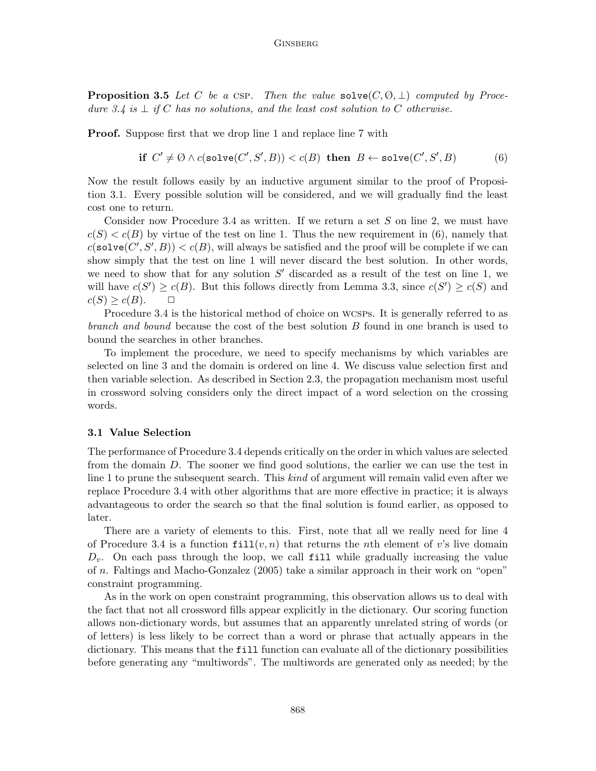**Proposition 3.5** *Let $C$ be a* CSP. *Then the value* $\texttt{solve}(C, \emptyset, \bot)$ *computed by Procedure 3.4 is* $\bot$ *if* $C$ *has no solutions, and the least cost solution to* $C$ *otherwise.*

**Proof.** Suppose first that we drop line 1 and replace line 7 with

$$\textbf{if } C' \neq \emptyset \wedge c(\texttt{solve}(C', S', B)) < c(B) \textbf{ then } B \leftarrow \texttt{solve}(C', S', B) \tag{6}$$

Now the result follows easily by an inductive argument similar to the proof of Proposition 3.1. Every possible solution will be considered, and we will gradually find the least cost one to return.

Consider now Procedure 3.4 as written. If we return a set $S$ on line 2, we must have $c(S) < c(B)$ by virtue of the test on line 1. Thus the new requirement in (6), namely that $c(\texttt{solve}(C', S', B)) < c(B)$, will always be satisfied and the proof will be complete if we can show simply that the test on line 1 will never discard the best solution. In other words, we need to show that for any solution $S'$ discarded as a result of the test on line 1, we will have $c(S') \geq c(B)$. But this follows directly from Lemma 3.3, since $c(S') \geq c(S)$ and $c(S) \geq c(B)$. $\square$

Procedure 3.4 is the historical method of choice on WCSPs. It is generally referred to as *branch and bound* because the cost of the best solution $B$ found in one branch is used to bound the searches in other branches.

To implement the procedure, we need to specify mechanisms by which variables are selected on line 3 and the domain is ordered on line 4. We discuss value selection first and then variable selection. As described in Section 2.3, the propagation mechanism most useful in crossword solving considers only the direct impact of a word selection on the crossing words.

### 3.1 Value Selection

The performance of Procedure 3.4 depends critically on the order in which values are selected from the domain $D$. The sooner we find good solutions, the earlier we can use the test in line 1 to prune the subsequent search. This *kind* of argument will remain valid even after we replace Procedure 3.4 with other algorithms that are more effective in practice; it is always advantageous to order the search so that the final solution is found earlier, as opposed to later.

There are a variety of elements to this. First, note that all we really need for line 4 of Procedure 3.4 is a function $\texttt{fill}(v, n)$ that returns the $n$th element of $v$'s live domain $D_v$. On each pass through the loop, we call $\texttt{fill}$ while gradually increasing the value of $n$. Faltings and Macho-Gonzalez (2005) take a similar approach in their work on "open" constraint programming.

As in the work on open constraint programming, this observation allows us to deal with the fact that not all crossword fills appear explicitly in the dictionary. Our scoring function allows non-dictionary words, but assumes that an apparently unrelated string of words (or of letters) is less likely to be correct than a word or phrase that actually appears in the dictionary. This means that the $\texttt{fill}$ function can evaluate all of the dictionary possibilities before generating any "multiwords". The multiwords are generated only as needed; by the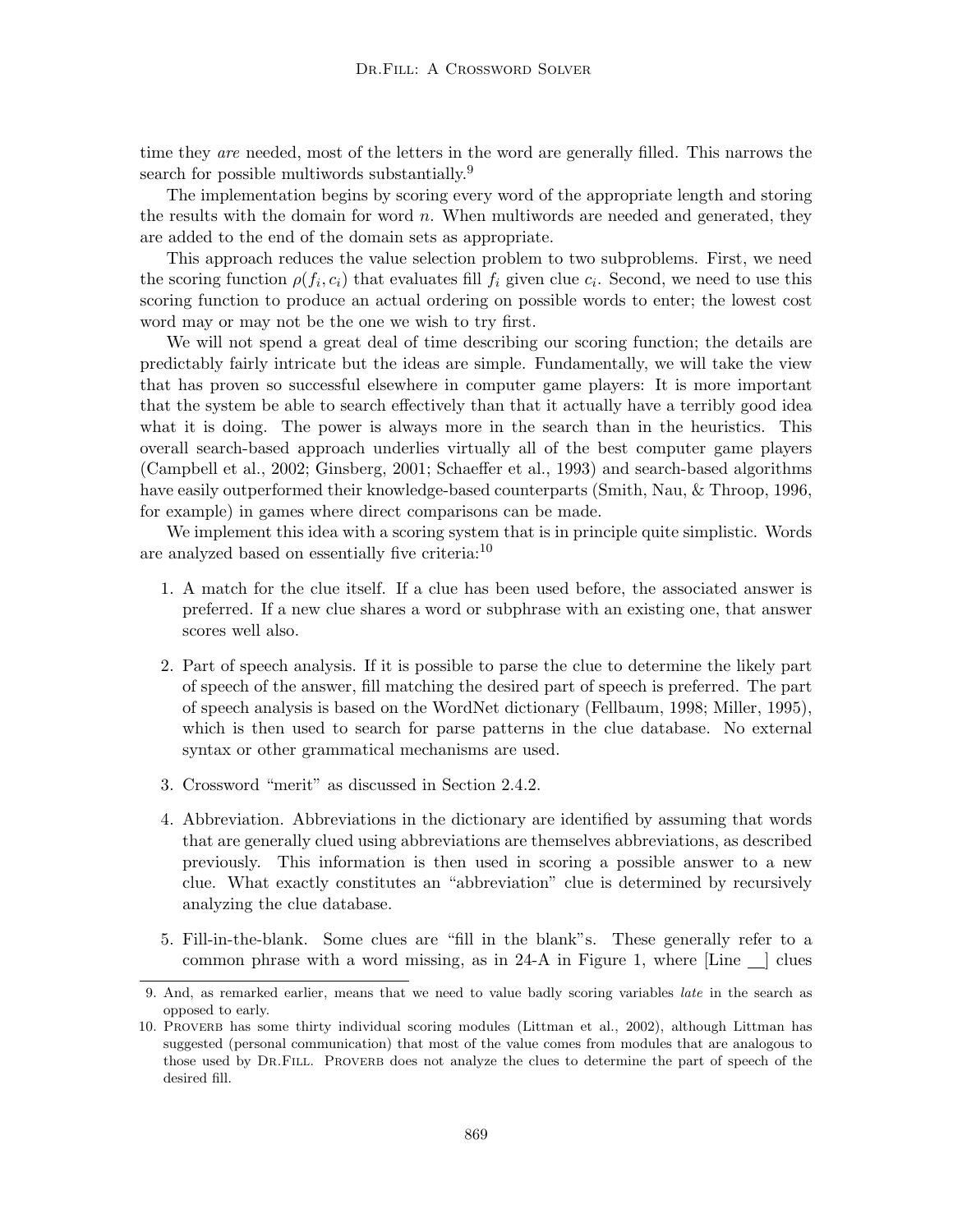time they *are* needed, most of the letters in the word are generally filled. This narrows the search for possible multiwords substantially.[9]

The implementation begins by scoring every word of the appropriate length and storing the results with the domain for word $n$. When multiwords are needed and generated, they are added to the end of the domain sets as appropriate.

This approach reduces the value selection problem to two subproblems. First, we need the scoring function $\rho(f_i, c_i)$ that evaluates fill $f_i$ given clue $c_i$. Second, we need to use this scoring function to produce an actual ordering on possible words to enter; the lowest cost word may or may not be the one we wish to try first.

We will not spend a great deal of time describing our scoring function; the details are predictably fairly intricate but the ideas are simple. Fundamentally, we will take the view that has proven so successful elsewhere in computer game players: It is more important that the system be able to search effectively than that it actually have a terribly good idea what it is doing. The power is always more in the search than in the heuristics. This overall search-based approach underlies virtually all of the best computer game players (Campbell et al., 2002; Ginsberg, 2001; Schaeffer et al., 1993) and search-based algorithms have easily outperformed their knowledge-based counterparts (Smith, Nau, & Throop, 1996, for example) in games where direct comparisons can be made.

We implement this idea with a scoring system that is in principle quite simplistic. Words are analyzed based on essentially five criteria:[10]

1. A match for the clue itself. If a clue has been used before, the associated answer is preferred. If a new clue shares a word or subphrase with an existing one, that answer scores well also.
2. Part of speech analysis. If it is possible to parse the clue to determine the likely part of speech of the answer, fill matching the desired part of speech is preferred. The part of speech analysis is based on the WordNet dictionary (Fellbaum, 1998; Miller, 1995), which is then used to search for parse patterns in the clue database. No external syntax or other grammatical mechanisms are used.
3. Crossword "merit" as discussed in Section 2.4.2.
4. Abbreviation. Abbreviations in the dictionary are identified by assuming that words that are generally clued using abbreviations are themselves abbreviations, as described previously. This information is then used in scoring a possible answer to a new clue. What exactly constitutes an "abbreviation" clue is determined by recursively analyzing the clue database.
5. Fill-in-the-blank. Some clues are "fill in the blank"s. These generally refer to a common phrase with a word missing, as in 24-A in Figure 1, where [Line \_\_] clues

---

9. And, as remarked earlier, means that we need to value badly scoring variables *late* in the search as opposed to early.

10. Proverb has some thirty individual scoring modules (Littman et al., 2002), although Littman has suggested (personal communication) that most of the value comes from modules that are analogous to those used by Dr.Fill. Proverb does not analyze the clues to determine the part of speech of the desired fill.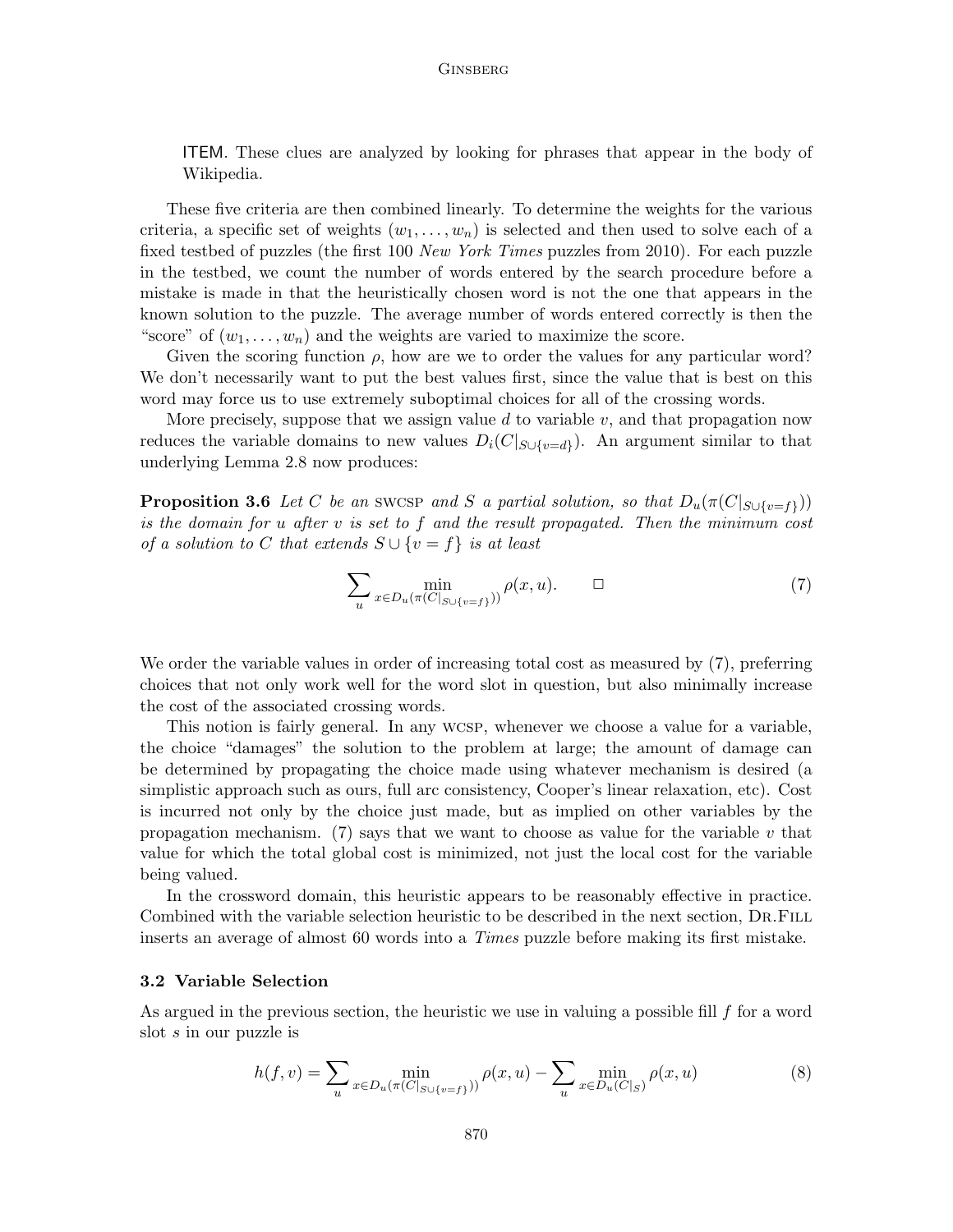ITEM. These clues are analyzed by looking for phrases that appear in the body of Wikipedia.

These five criteria are then combined linearly. To determine the weights for the various criteria, a specific set of weights $(w_1, \ldots, w_n)$ is selected and then used to solve each of a fixed testbed of puzzles (the first 100 *New York Times* puzzles from 2010). For each puzzle in the testbed, we count the number of words entered by the search procedure before a mistake is made in that the heuristically chosen word is not the one that appears in the known solution to the puzzle. The average number of words entered correctly is then the "score" of $(w_1, \ldots, w_n)$ and the weights are varied to maximize the score.

Given the scoring function $\rho$, how are we to order the values for any particular word? We don't necessarily want to put the best values first, since the value that is best on this word may force us to use extremely suboptimal choices for all of the crossing words.

More precisely, suppose that we assign value $d$ to variable $v$, and that propagation now reduces the variable domains to new values $D_i(C|_{S \cup \{v=d\}})$. An argument similar to that underlying Lemma 2.8 now produces:

**Proposition 3.6** *Let $C$ be an* SWCSP *and $S$ a partial solution, so that $D_u(\pi(C|_{S \cup \{v=f\}}))$ is the domain for $u$ after $v$ is set to $f$ and the result propagated. Then the minimum cost of a solution to $C$ that extends $S \cup \{v = f\}$ is at least*

$$\sum_u \min_{x \in D_u(\pi(C|_{S \cup \{v=f\}}))} \rho(x, u). \qquad \square \tag{7}$$

We order the variable values in order of increasing total cost as measured by (7), preferring choices that not only work well for the word slot in question, but also minimally increase the cost of the associated crossing words.

This notion is fairly general. In any WCSP, whenever we choose a value for a variable, the choice "damages" the solution to the problem at large; the amount of damage can be determined by propagating the choice made using whatever mechanism is desired (a simplistic approach such as ours, full arc consistency, Cooper's linear relaxation, etc). Cost is incurred not only by the choice just made, but as implied on other variables by the propagation mechanism. (7) says that we want to choose as value for the variable $v$ that value for which the total global cost is minimized, not just the local cost for the variable being valued.

In the crossword domain, this heuristic appears to be reasonably effective in practice. Combined with the variable selection heuristic to be described in the next section, Dr.Fill inserts an average of almost 60 words into a *Times* puzzle before making its first mistake.

### 3.2 Variable Selection

As argued in the previous section, the heuristic we use in valuing a possible fill $f$ for a word slot $s$ in our puzzle is

$$h(f, v) = \sum_u \min_{x \in D_u(\pi(C|_{S \cup \{v=f\}}))} \rho(x, u) - \sum_u \min_{x \in D_u(C|_S)} \rho(x, u) \tag{8}$$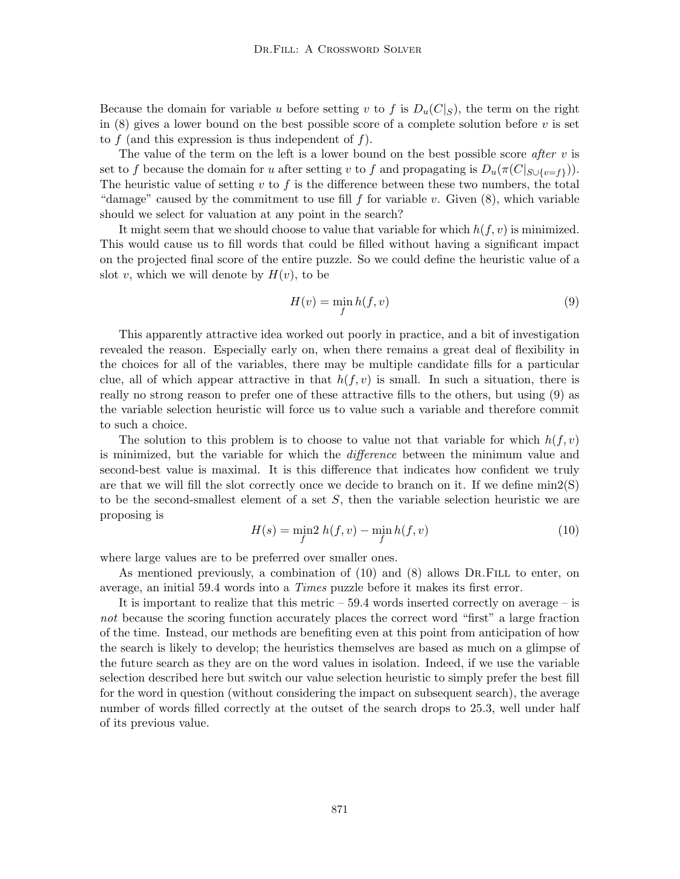Because the domain for variable $u$ before setting $v$ to $f$ is $D_u(C|_S)$, the term on the right in (8) gives a lower bound on the best possible score of a complete solution before $v$ is set to $f$ (and this expression is thus independent of $f$).

The value of the term on the left is a lower bound on the best possible score *after* $v$ is set to $f$ because the domain for $u$ after setting $v$ to $f$ and propagating is $D_u(\pi(C|_{S\cup\{v=f\}}))$. The heuristic value of setting $v$ to $f$ is the difference between these two numbers, the total "damage" caused by the commitment to use fill $f$ for variable $v$. Given (8), which variable should we select for valuation at any point in the search?

It might seem that we should choose to value that variable for which $h(f, v)$ is minimized. This would cause us to fill words that could be filled without having a significant impact on the projected final score of the entire puzzle. So we could define the heuristic value of a slot $v$, which we will denote by $H(v)$, to be

$$H(v) = \min_f h(f, v) \tag{9}$$

This apparently attractive idea worked out poorly in practice, and a bit of investigation revealed the reason. Especially early on, when there remains a great deal of flexibility in the choices for all of the variables, there may be multiple candidate fills for a particular clue, all of which appear attractive in that $h(f, v)$ is small. In such a situation, there is really no strong reason to prefer one of these attractive fills to the others, but using (9) as the variable selection heuristic will force us to value such a variable and therefore commit to such a choice.

The solution to this problem is to choose to value not that variable for which $h(f, v)$ is minimized, but the variable for which the *difference* between the minimum value and second-best value is maximal. It is this difference that indicates how confident we truly are that we will fill the slot correctly once we decide to branch on it. If we define min2(S) to be the second-smallest element of a set $S$, then the variable selection heuristic we are proposing is

$$H(s) = \min_f 2\ h(f, v) - \min_f h(f, v) \tag{10}$$

where large values are to be preferred over smaller ones.

As mentioned previously, a combination of (10) and (8) allows Dr.Fill to enter, on average, an initial 59.4 words into a *Times* puzzle before it makes its first error.

It is important to realize that this metric – 59.4 words inserted correctly on average – is *not* because the scoring function accurately places the correct word "first" a large fraction of the time. Instead, our methods are benefiting even at this point from anticipation of how the search is likely to develop; the heuristics themselves are based as much on a glimpse of the future search as they are on the word values in isolation. Indeed, if we use the variable selection described here but switch our value selection heuristic to simply prefer the best fill for the word in question (without considering the impact on subsequent search), the average number of words filled correctly at the outset of the search drops to 25.3, well under half of its previous value.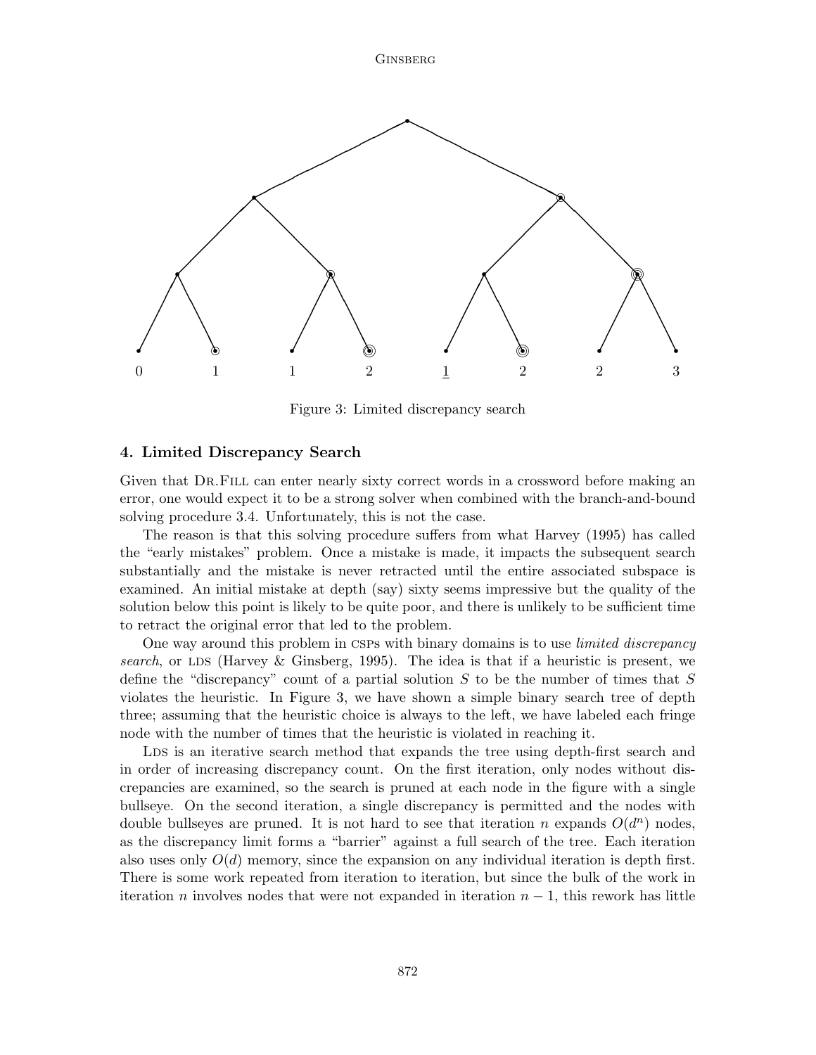0 1 1 2 1 2 2 3

Figure 3: Limited discrepancy search

## 4. Limited Discrepancy Search

Given that Dr.Fill can enter nearly sixty correct words in a crossword before making an error, one would expect it to be a strong solver when combined with the branch-and-bound solving procedure 3.4. Unfortunately, this is not the case.

The reason is that this solving procedure suffers from what Harvey (1995) has called the "early mistakes" problem. Once a mistake is made, it impacts the subsequent search substantially and the mistake is never retracted until the entire associated subspace is examined. An initial mistake at depth (say) sixty seems impressive but the quality of the solution below this point is likely to be quite poor, and there is unlikely to be sufficient time to retract the original error that led to the problem.

One way around this problem in CSPs with binary domains is to use *limited discrepancy search*, or LDS (Harvey & Ginsberg, 1995). The idea is that if a heuristic is present, we define the "discrepancy" count of a partial solution $S$ to be the number of times that $S$ violates the heuristic. In Figure 3, we have shown a simple binary search tree of depth three; assuming that the heuristic choice is always to the left, we have labeled each fringe node with the number of times that the heuristic is violated in reaching it.

LDS is an iterative search method that expands the tree using depth-first search and in order of increasing discrepancy count. On the first iteration, only nodes without discrepancies are examined, so the search is pruned at each node in the figure with a single bullseye. On the second iteration, a single discrepancy is permitted and the nodes with double bullseyes are pruned. It is not hard to see that iteration $n$ expands $O(d^n)$ nodes, as the discrepancy limit forms a "barrier" against a full search of the tree. Each iteration also uses only $O(d)$ memory, since the expansion on any individual iteration is depth first. There is some work repeated from iteration to iteration, but since the bulk of the work in iteration $n$ involves nodes that were not expanded in iteration $n-1$, this rework has little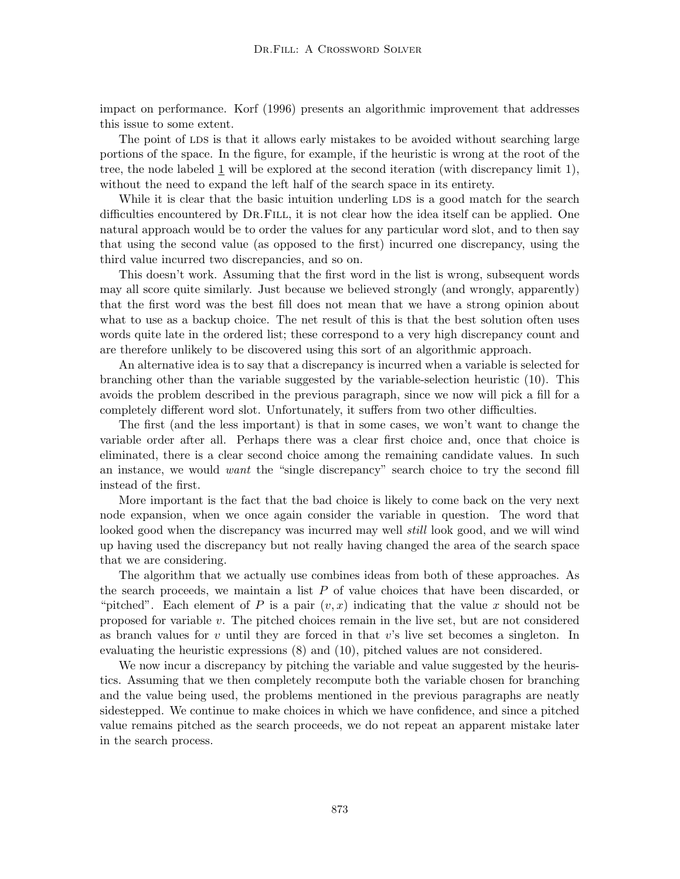impact on performance. Korf (1996) presents an algorithmic improvement that addresses this issue to some extent.

The point of LDS is that it allows early mistakes to be avoided without searching large portions of the space. In the figure, for example, if the heuristic is wrong at the root of the tree, the node labeled 1 will be explored at the second iteration (with discrepancy limit 1), without the need to expand the left half of the search space in its entirety.

While it is clear that the basic intuition underling LDS is a good match for the search difficulties encountered by DR.FILL, it is not clear how the idea itself can be applied. One natural approach would be to order the values for any particular word slot, and to then say that using the second value (as opposed to the first) incurred one discrepancy, using the third value incurred two discrepancies, and so on.

This doesn't work. Assuming that the first word in the list is wrong, subsequent words may all score quite similarly. Just because we believed strongly (and wrongly, apparently) that the first word was the best fill does not mean that we have a strong opinion about what to use as a backup choice. The net result of this is that the best solution often uses words quite late in the ordered list; these correspond to a very high discrepancy count and are therefore unlikely to be discovered using this sort of an algorithmic approach.

An alternative idea is to say that a discrepancy is incurred when a variable is selected for branching other than the variable suggested by the variable-selection heuristic (10). This avoids the problem described in the previous paragraph, since we now will pick a fill for a completely different word slot. Unfortunately, it suffers from two other difficulties.

The first (and the less important) is that in some cases, we won't want to change the variable order after all. Perhaps there was a clear first choice and, once that choice is eliminated, there is a clear second choice among the remaining candidate values. In such an instance, we would *want* the "single discrepancy" search choice to try the second fill instead of the first.

More important is the fact that the bad choice is likely to come back on the very next node expansion, when we once again consider the variable in question. The word that looked good when the discrepancy was incurred may well *still* look good, and we will wind up having used the discrepancy but not really having changed the area of the search space that we are considering.

The algorithm that we actually use combines ideas from both of these approaches. As the search proceeds, we maintain a list $P$ of value choices that have been discarded, or "pitched". Each element of $P$ is a pair $(v, x)$ indicating that the value $x$ should not be proposed for variable $v$. The pitched choices remain in the live set, but are not considered as branch values for $v$ until they are forced in that $v$'s live set becomes a singleton. In evaluating the heuristic expressions (8) and (10), pitched values are not considered.

We now incur a discrepancy by pitching the variable and value suggested by the heuristics. Assuming that we then completely recompute both the variable chosen for branching and the value being used, the problems mentioned in the previous paragraphs are neatly sidestepped. We continue to make choices in which we have confidence, and since a pitched value remains pitched as the search proceeds, we do not repeat an apparent mistake later in the search process.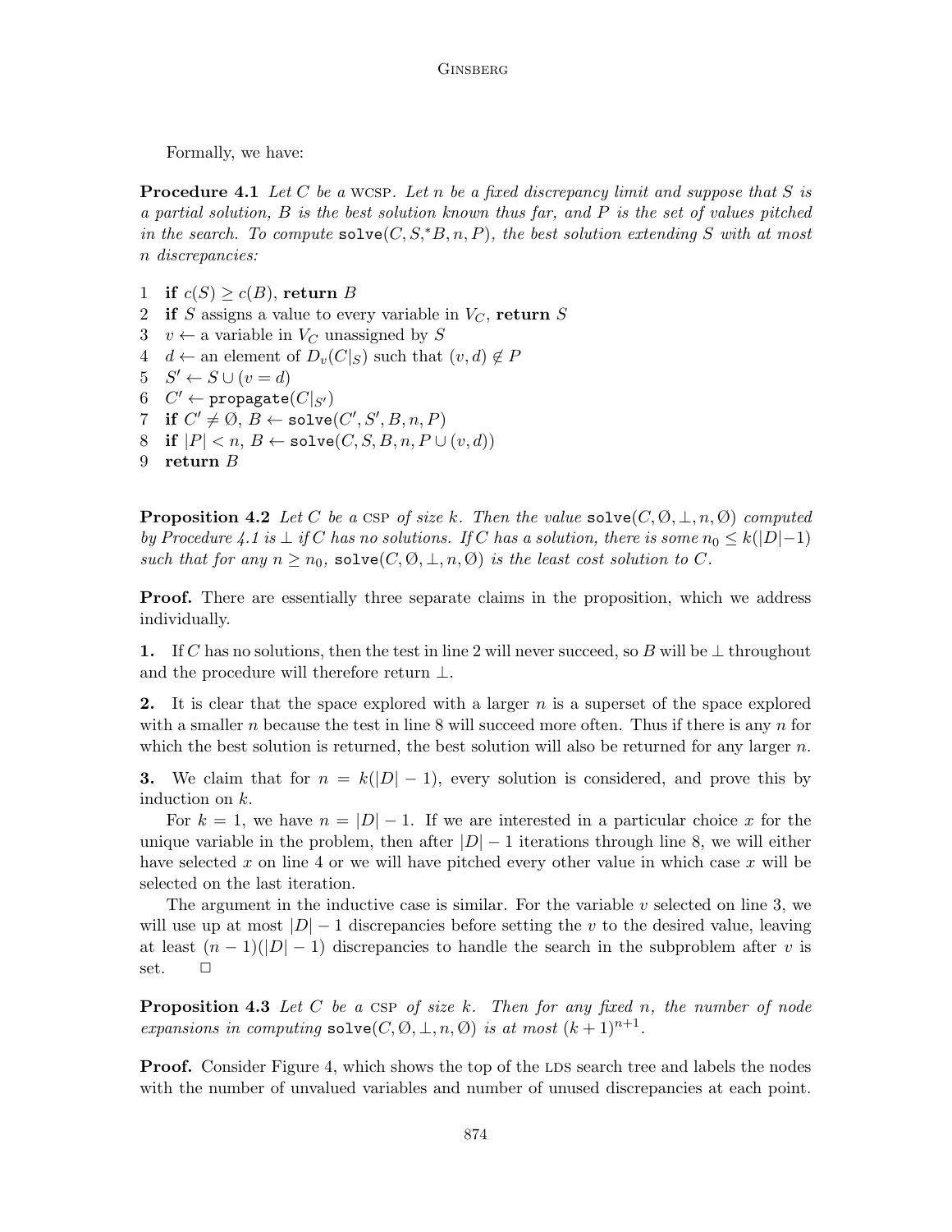Formally, we have:

**Procedure 4.1** *Let $C$ be a* WCSP. *Let $n$ be a fixed discrepancy limit and suppose that $S$ is a partial solution, $B$ is the best solution known thus far, and $P$ is the set of values pitched in the search. To compute* $\texttt{solve}(C, S, ^*B, n, P)$, *the best solution extending $S$ with at most $n$ discrepancies:*

1 **if** $c(S) \geq c(B)$, **return** $B$
2 **if** $S$ assigns a value to every variable in $V_C$, **return** $S$
3 $v \leftarrow$ a variable in $V_C$ unassigned by $S$
4 $d \leftarrow$ an element of $D_v(C|_S)$ such that $(v, d) \notin P$
5 $S' \leftarrow S \cup (v = d)$
6 $C' \leftarrow \texttt{propagate}(C|_{S'})$
7 **if** $C' \neq \emptyset$, $B \leftarrow \texttt{solve}(C', S', B, n, P)$
8 **if** $|P| < n$, $B \leftarrow \texttt{solve}(C, S, B, n, P \cup (v, d))$
9 **return** $B$

**Proposition 4.2** *Let $C$ be a* CSP *of size $k$. Then the value* $\texttt{solve}(C, \emptyset, \bot, n, \emptyset)$ *computed by Procedure 4.1 is $\bot$ if $C$ has no solutions. If $C$ has a solution, there is some $n_0 \leq k(|D|-1)$ such that for any $n \geq n_0$,* $\texttt{solve}(C, \emptyset, \bot, n, \emptyset)$ *is the least cost solution to $C$.*

**Proof.** There are essentially three separate claims in the proposition, which we address individually.

**1.** If $C$ has no solutions, then the test in line 2 will never succeed, so $B$ will be $\bot$ throughout and the procedure will therefore return $\bot$.

**2.** It is clear that the space explored with a larger $n$ is a superset of the space explored with a smaller $n$ because the test in line 8 will succeed more often. Thus if there is any $n$ for which the best solution is returned, the best solution will also be returned for any larger $n$.

**3.** We claim that for $n = k(|D| - 1)$, every solution is considered, and prove this by induction on $k$.

For $k = 1$, we have $n = |D| - 1$. If we are interested in a particular choice $x$ for the unique variable in the problem, then after $|D| - 1$ iterations through line 8, we will either have selected $x$ on line 4 or we will have pitched every other value in which case $x$ will be selected on the last iteration.

The argument in the inductive case is similar. For the variable $v$ selected on line 3, we will use up at most $|D| - 1$ discrepancies before setting the $v$ to the desired value, leaving at least $(n - 1)(|D| - 1)$ discrepancies to handle the search in the subproblem after $v$ is set. □

**Proposition 4.3** *Let $C$ be a* CSP *of size $k$. Then for any fixed $n$, the number of node expansions in computing* $\texttt{solve}(C, \emptyset, \bot, n, \emptyset)$ *is at most $(k + 1)^{n+1}$.*

**Proof.** Consider Figure 4, which shows the top of the LDS search tree and labels the nodes with the number of unvalued variables and number of unused discrepancies at each point.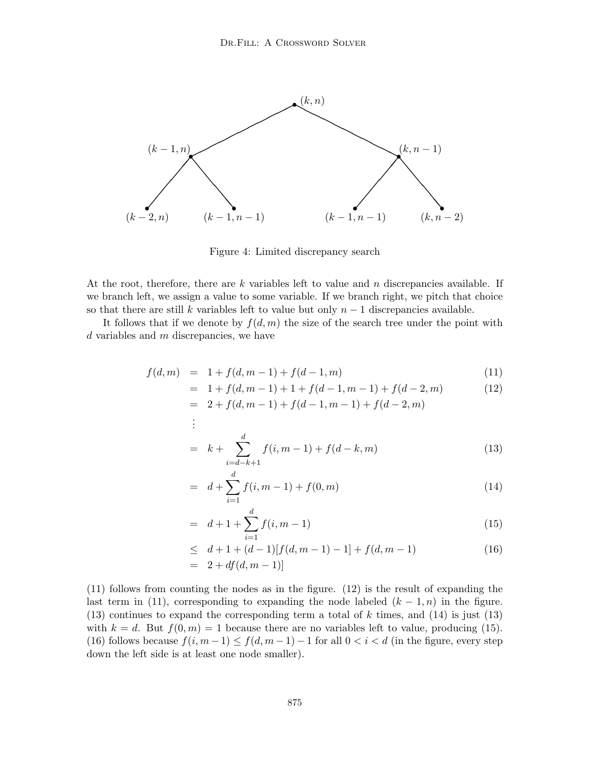Figure 4: Limited discrepancy search

At the root, therefore, there are $k$ variables left to value and $n$ discrepancies available. If we branch left, we assign a value to some variable. If we branch right, we pitch that choice so that there are still $k$ variables left to value but only $n-1$ discrepancies available.

It follows that if we denote by $f(d, m)$ the size of the search tree under the point with $d$ variables and $m$ discrepancies, we have

$$
\begin{aligned}
f(d,m) &= 1 + f(d, m-1) + f(d-1, m) & (11)\\
&= 1 + f(d, m-1) + 1 + f(d-1, m-1) + f(d-2, m) & (12)\\
&= 2 + f(d, m-1) + f(d-1, m-1) + f(d-2, m) &\\
&\vdots &\\
&= k + \sum_{i=d-k+1}^{d} f(i, m-1) + f(d-k, m) & (13)\\
&= d + \sum_{i=1}^{d} f(i, m-1) + f(0, m) & (14)\\
&= d + 1 + \sum_{i=1}^{d} f(i, m-1) & (15)\\
&\leq d + 1 + (d-1)[f(d, m-1) - 1] + f(d, m-1) & (16)\\
&= 2 + df(d, m-1)] &
\end{aligned}
$$

(11) follows from counting the nodes as in the figure. (12) is the result of expanding the last term in (11), corresponding to expanding the node labeled $(k-1, n)$ in the figure. (13) continues to expand the corresponding term a total of $k$ times, and (14) is just (13) with $k = d$. But $f(0, m) = 1$ because there are no variables left to value, producing (15). (16) follows because $f(i, m-1) \leq f(d, m-1) - 1$ for all $0 < i < d$ (in the figure, every step down the left side is at least one node smaller).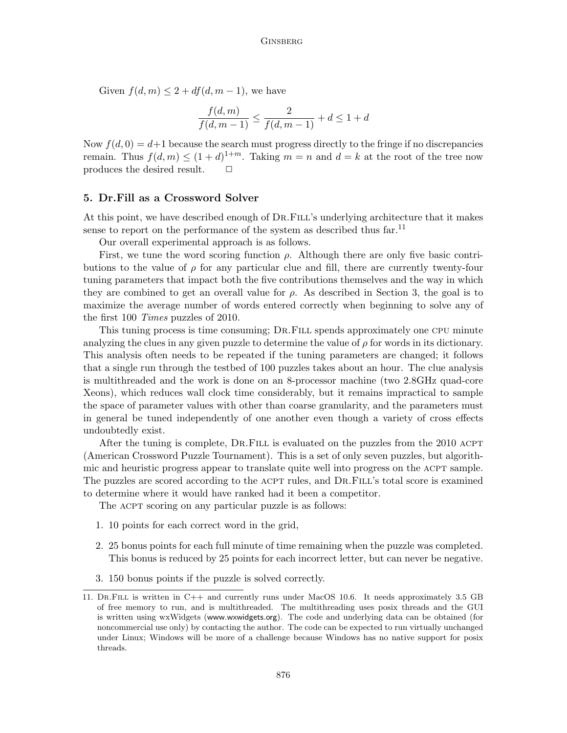Given $f(d,m) \leq 2 + df(d,m-1)$, we have

$$\frac{f(d,m)}{f(d,m-1)} \leq \frac{2}{f(d,m-1)} + d \leq 1 + d$$

Now $f(d,0) = d+1$ because the search must progress directly to the fringe if no discrepancies remain. Thus $f(d,m) \leq (1+d)^{1+m}$. Taking $m = n$ and $d = k$ at the root of the tree now produces the desired result. $\square$

## 5. Dr.Fill as a Crossword Solver

At this point, we have described enough of Dr.Fill's underlying architecture that it makes sense to report on the performance of the system as described thus far.[11]

Our overall experimental approach is as follows.

First, we tune the word scoring function $\rho$. Although there are only five basic contributions to the value of $\rho$ for any particular clue and fill, there are currently twenty-four tuning parameters that impact both the five contributions themselves and the way in which they are combined to get an overall value for $\rho$. As described in Section 3, the goal is to maximize the average number of words entered correctly when beginning to solve any of the first 100 *Times* puzzles of 2010.

This tuning process is time consuming; Dr.Fill spends approximately one CPU minute analyzing the clues in any given puzzle to determine the value of $\rho$ for words in its dictionary. This analysis often needs to be repeated if the tuning parameters are changed; it follows that a single run through the testbed of 100 puzzles takes about an hour. The clue analysis is multithreaded and the work is done on an 8-processor machine (two 2.8GHz quad-core Xeons), which reduces wall clock time considerably, but it remains impractical to sample the space of parameter values with other than coarse granularity, and the parameters must in general be tuned independently of one another even though a variety of cross effects undoubtedly exist.

After the tuning is complete, Dr.Fill is evaluated on the puzzles from the 2010 ACPT (American Crossword Puzzle Tournament). This is a set of only seven puzzles, but algorithmic and heuristic progress appear to translate quite well into progress on the ACPT sample. The puzzles are scored according to the ACPT rules, and Dr.Fill's total score is examined to determine where it would have ranked had it been a competitor.

The ACPT scoring on any particular puzzle is as follows:

1. 10 points for each correct word in the grid,
2. 25 bonus points for each full minute of time remaining when the puzzle was completed. This bonus is reduced by 25 points for each incorrect letter, but can never be negative.
3. 150 bonus points if the puzzle is solved correctly.

---

11. Dr.Fill is written in C++ and currently runs under MacOS 10.6. It needs approximately 3.5 GB of free memory to run, and is multithreaded. The multithreading uses posix threads and the GUI is written using wxWidgets (www.wxwidgets.org). The code and underlying data can be obtained (for noncommercial use only) by contacting the author. The code can be expected to run virtually unchanged under Linux; Windows will be more of a challenge because Windows has no native support for posix threads.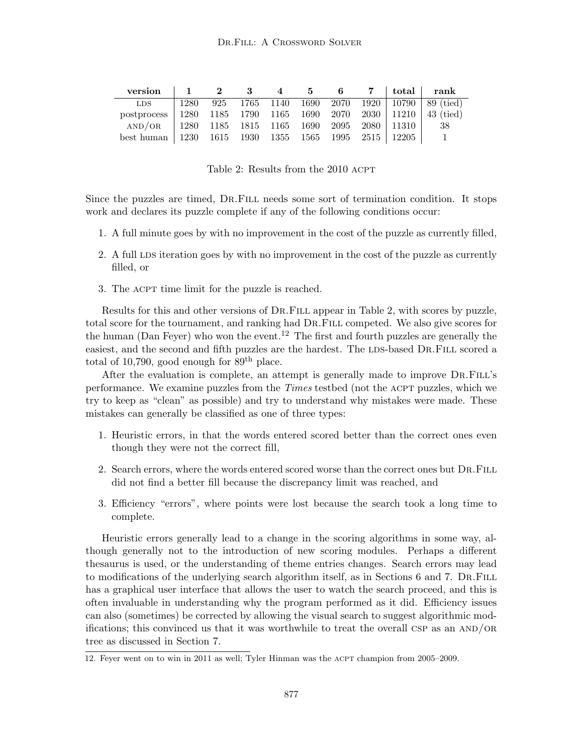| version | 1 | 2 | 3 | 4 | 5 | 6 | 7 | total | rank |
|---|---|---|---|---|---|---|---|---|---|
| LDS | 1280 | 925 | 1765 | 1140 | 1690 | 2070 | 1920 | 10790 | 89 (tied) |
| postprocess | 1280 | 1185 | 1790 | 1165 | 1690 | 2070 | 2030 | 11210 | 43 (tied) |
| AND/OR | 1280 | 1185 | 1815 | 1165 | 1690 | 2095 | 2080 | 11310 | 38 |
| best human | 1230 | 1615 | 1930 | 1355 | 1565 | 1995 | 2515 | 12205 | 1 |

Table 2: Results from the 2010 ACPT

Since the puzzles are timed, Dr.Fill needs some sort of termination condition. It stops work and declares its puzzle complete if any of the following conditions occur:

1. A full minute goes by with no improvement in the cost of the puzzle as currently filled,
2. A full LDS iteration goes by with no improvement in the cost of the puzzle as currently filled, or
3. The ACPT time limit for the puzzle is reached.

Results for this and other versions of Dr.Fill appear in Table 2, with scores by puzzle, total score for the tournament, and ranking had Dr.Fill competed. We also give scores for the human (Dan Feyer) who won the event.[12] The first and fourth puzzles are generally the easiest, and the second and fifth puzzles are the hardest. The LDS-based Dr.Fill scored a total of 10,790, good enough for 89th place.

After the evaluation is complete, an attempt is generally made to improve Dr.Fill's performance. We examine puzzles from the *Times* testbed (not the ACPT puzzles, which we try to keep as "clean" as possible) and try to understand why mistakes were made. These mistakes can generally be classified as one of three types:

1. Heuristic errors, in that the words entered scored better than the correct ones even though they were not the correct fill,
2. Search errors, where the words entered scored worse than the correct ones but Dr.Fill did not find a better fill because the discrepancy limit was reached, and
3. Efficiency "errors", where points were lost because the search took a long time to complete.

Heuristic errors generally lead to a change in the scoring algorithms in some way, although generally not to the introduction of new scoring modules. Perhaps a different thesaurus is used, or the understanding of theme entries changes. Search errors may lead to modifications of the underlying search algorithm itself, as in Sections 6 and 7. Dr.Fill has a graphical user interface that allows the user to watch the search proceed, and this is often invaluable in understanding why the program performed as it did. Efficiency issues can also (sometimes) be corrected by allowing the visual search to suggest algorithmic modifications; this convinced us that it was worthwhile to treat the overall CSP as an AND/OR tree as discussed in Section 7.

12. Feyer went on to win in 2011 as well; Tyler Hinman was the ACPT champion from 2005–2009.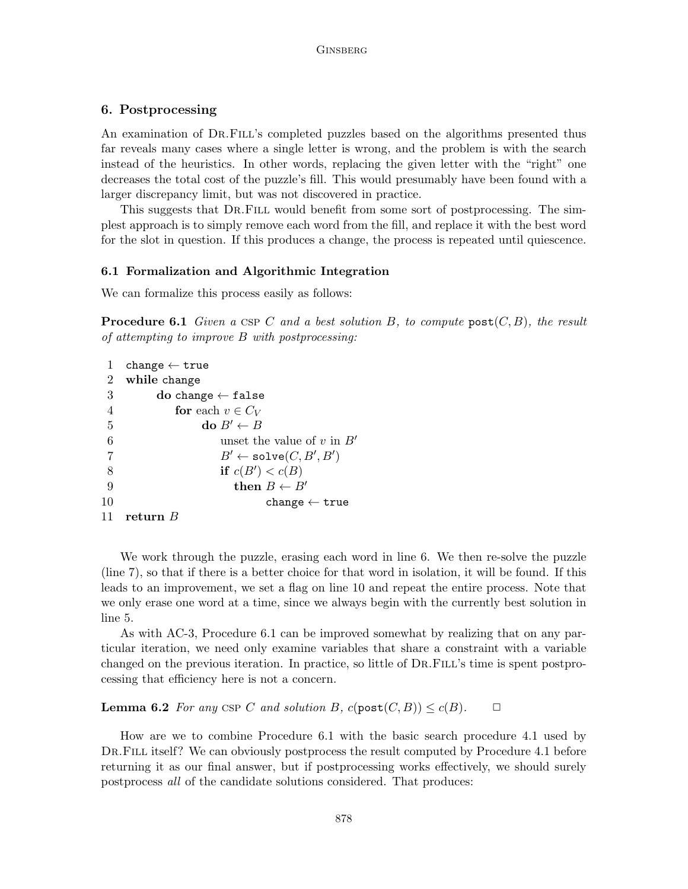## 6. Postprocessing

An examination of Dr.Fill's completed puzzles based on the algorithms presented thus far reveals many cases where a single letter is wrong, and the problem is with the search instead of the heuristics. In other words, replacing the given letter with the "right" one decreases the total cost of the puzzle's fill. This would presumably have been found with a larger discrepancy limit, but was not discovered in practice.

This suggests that Dr.Fill would benefit from some sort of postprocessing. The simplest approach is to simply remove each word from the fill, and replace it with the best word for the slot in question. If this produces a change, the process is repeated until quiescence.

### 6.1 Formalization and Algorithmic Integration

We can formalize this process easily as follows:

**Procedure 6.1** *Given a* CSP $C$ *and a best solution* $B$*, to compute* $\texttt{post}(C, B)$*, the result of attempting to improve* $B$ *with postprocessing:*

```
1   change ← true
2   while change
3        do change ← false
4           for each v ∈ C_V
5                do B′ ← B
6                   unset the value of v in B′
7                   B′ ← solve(C, B′, B′)
8                   if c(B′) < c(B)
9                      then B ← B′
10                         change ← true
11  return B
```

We work through the puzzle, erasing each word in line 6. We then re-solve the puzzle (line 7), so that if there is a better choice for that word in isolation, it will be found. If this leads to an improvement, we set a flag on line 10 and repeat the entire process. Note that we only erase one word at a time, since we always begin with the currently best solution in line 5.

As with AC-3, Procedure 6.1 can be improved somewhat by realizing that on any particular iteration, we need only examine variables that share a constraint with a variable changed on the previous iteration. In practice, so little of Dr.Fill's time is spent postprocessing that efficiency here is not a concern.

**Lemma 6.2** *For any* CSP $C$ *and solution* $B$*,* $c(\texttt{post}(C, B)) \leq c(B)$*.* ☐

How are we to combine Procedure 6.1 with the basic search procedure 4.1 used by Dr.Fill itself? We can obviously postprocess the result computed by Procedure 4.1 before returning it as our final answer, but if postprocessing works effectively, we should surely postprocess *all* of the candidate solutions considered. That produces: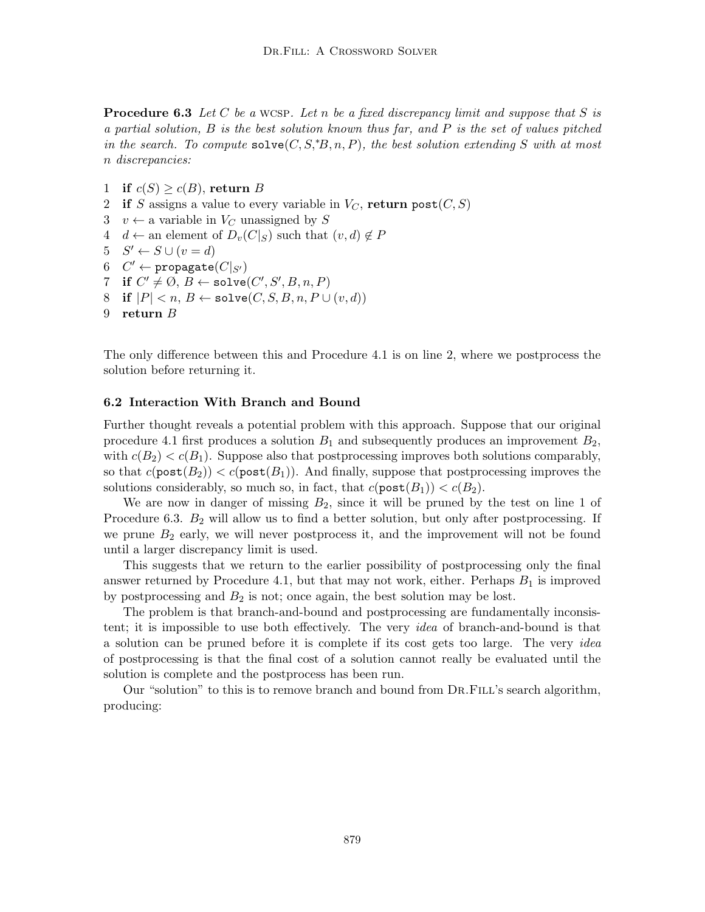**Procedure 6.3** *Let $C$ be a* WCSP. *Let $n$ be a fixed discrepancy limit and suppose that $S$ is a partial solution, $B$ is the best solution known thus far, and $P$ is the set of values pitched in the search. To compute* $\texttt{solve}(C, S, ^*B, n, P)$*, the best solution extending $S$ with at most $n$ discrepancies:*

1 **if** $c(S) \geq c(B)$, **return** $B$
2 **if** $S$ assigns a value to every variable in $V_C$, **return** $\texttt{post}(C, S)$
3 $v \leftarrow$ a variable in $V_C$ unassigned by $S$
4 $d \leftarrow$ an element of $D_v(C|_S)$ such that $(v, d) \notin P$
5 $S' \leftarrow S \cup (v = d)$
6 $C' \leftarrow \texttt{propagate}(C|_{S'})$
7 **if** $C' \neq \emptyset$, $B \leftarrow \texttt{solve}(C', S', B, n, P)$
8 **if** $|P| < n$, $B \leftarrow \texttt{solve}(C, S, B, n, P \cup (v, d))$
9 **return** $B$

The only difference between this and Procedure 4.1 is on line 2, where we postprocess the solution before returning it.

### 6.2 Interaction With Branch and Bound

Further thought reveals a potential problem with this approach. Suppose that our original procedure 4.1 first produces a solution $B_1$ and subsequently produces an improvement $B_2$, with $c(B_2) < c(B_1)$. Suppose also that postprocessing improves both solutions comparably, so that $c(\texttt{post}(B_2)) < c(\texttt{post}(B_1))$. And finally, suppose that postprocessing improves the solutions considerably, so much so, in fact, that $c(\texttt{post}(B_1)) < c(B_2)$.

We are now in danger of missing $B_2$, since it will be pruned by the test on line 1 of Procedure 6.3. $B_2$ will allow us to find a better solution, but only after postprocessing. If we prune $B_2$ early, we will never postprocess it, and the improvement will not be found until a larger discrepancy limit is used.

This suggests that we return to the earlier possibility of postprocessing only the final answer returned by Procedure 4.1, but that may not work, either. Perhaps $B_1$ is improved by postprocessing and $B_2$ is not; once again, the best solution may be lost.

The problem is that branch-and-bound and postprocessing are fundamentally inconsistent; it is impossible to use both effectively. The very *idea* of branch-and-bound is that a solution can be pruned before it is complete if its cost gets too large. The very *idea* of postprocessing is that the final cost of a solution cannot really be evaluated until the solution is complete and the postprocess has been run.

Our "solution" to this is to remove branch and bound from Dr.Fill's search algorithm, producing: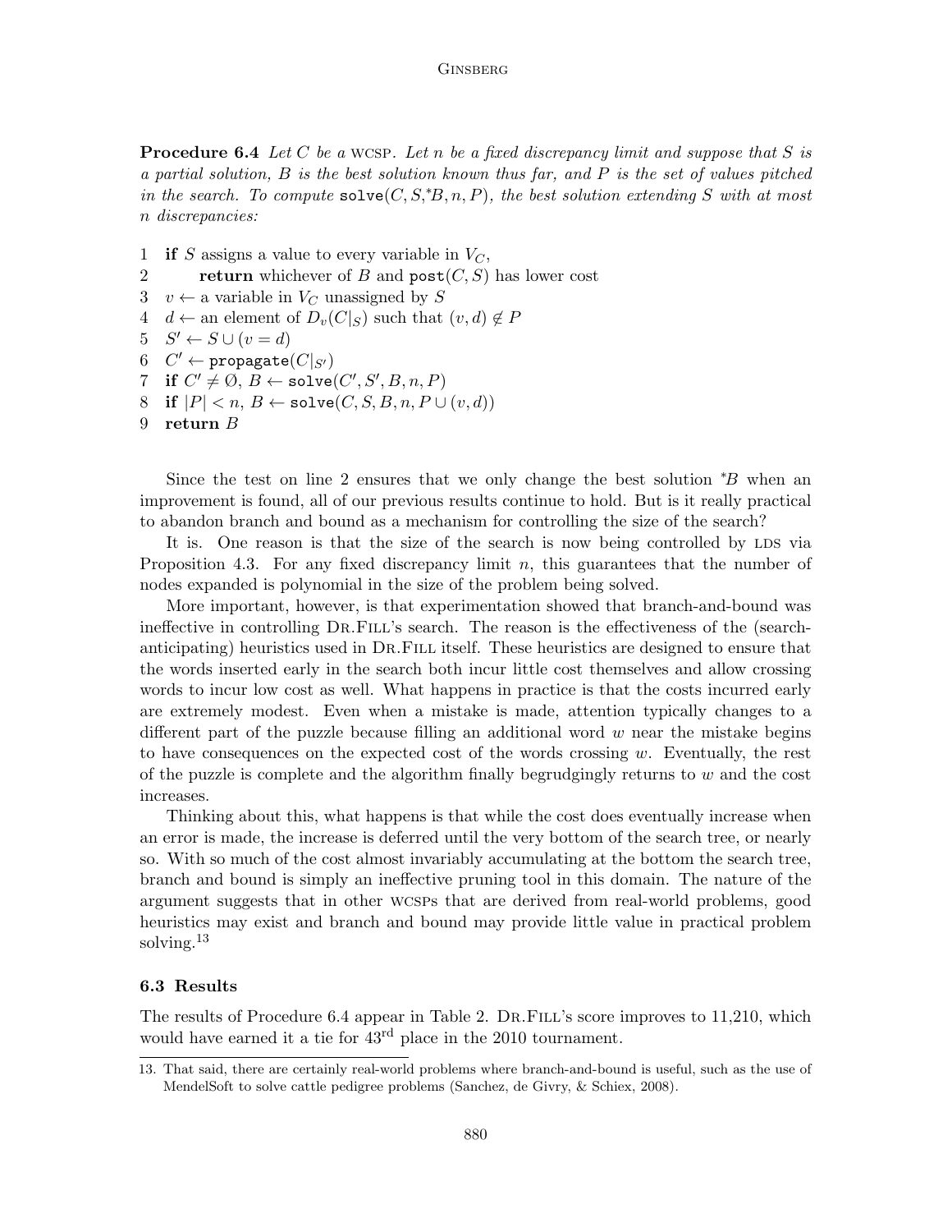**Procedure 6.4** *Let $C$ be a* WCSP*. Let $n$ be a fixed discrepancy limit and suppose that $S$ is a partial solution, $B$ is the best solution known thus far, and $P$ is the set of values pitched in the search. To compute* $\texttt{solve}(C, S, {}^{*}B, n, P)$*, the best solution extending $S$ with at most $n$ discrepancies:*

1 **if** $S$ assigns a value to every variable in $V_C$,
2 &nbsp;&nbsp;&nbsp;&nbsp;**return** whichever of $B$ and $\texttt{post}(C, S)$ has lower cost
3 $v \leftarrow$ a variable in $V_C$ unassigned by $S$
4 $d \leftarrow$ an element of $D_v(C|_S)$ such that $(v, d) \notin P$
5 $S' \leftarrow S \cup (v = d)$
6 $C' \leftarrow \texttt{propagate}(C|_{S'})$
7 **if** $C' \neq \emptyset$, $B \leftarrow \texttt{solve}(C', S', B, n, P)$
8 **if** $|P| < n$, $B \leftarrow \texttt{solve}(C, S, B, n, P \cup (v, d))$
9 **return** $B$

Since the test on line 2 ensures that we only change the best solution ${}^{*}B$ when an improvement is found, all of our previous results continue to hold. But is it really practical to abandon branch and bound as a mechanism for controlling the size of the search?

It is. One reason is that the size of the search is now being controlled by LDS via Proposition 4.3. For any fixed discrepancy limit $n$, this guarantees that the number of nodes expanded is polynomial in the size of the problem being solved.

More important, however, is that experimentation showed that branch-and-bound was ineffective in controlling Dr.Fill's search. The reason is the effectiveness of the (search-anticipating) heuristics used in Dr.Fill itself. These heuristics are designed to ensure that the words inserted early in the search both incur little cost themselves and allow crossing words to incur low cost as well. What happens in practice is that the costs incurred early are extremely modest. Even when a mistake is made, attention typically changes to a different part of the puzzle because filling an additional word $w$ near the mistake begins to have consequences on the expected cost of the words crossing $w$. Eventually, the rest of the puzzle is complete and the algorithm finally begrudgingly returns to $w$ and the cost increases.

Thinking about this, what happens is that while the cost does eventually increase when an error is made, the increase is deferred until the very bottom of the search tree, or nearly so. With so much of the cost almost invariably accumulating at the bottom the search tree, branch and bound is simply an ineffective pruning tool in this domain. The nature of the argument suggests that in other WCSPs that are derived from real-world problems, good heuristics may exist and branch and bound may provide little value in practical problem solving.[13]

### 6.3 Results

The results of Procedure 6.4 appear in Table 2. Dr.Fill's score improves to 11,210, which would have earned it a tie for 43rd place in the 2010 tournament.

13. That said, there are certainly real-world problems where branch-and-bound is useful, such as the use of MendelSoft to solve cattle pedigree problems (Sanchez, de Givry, & Schiex, 2008).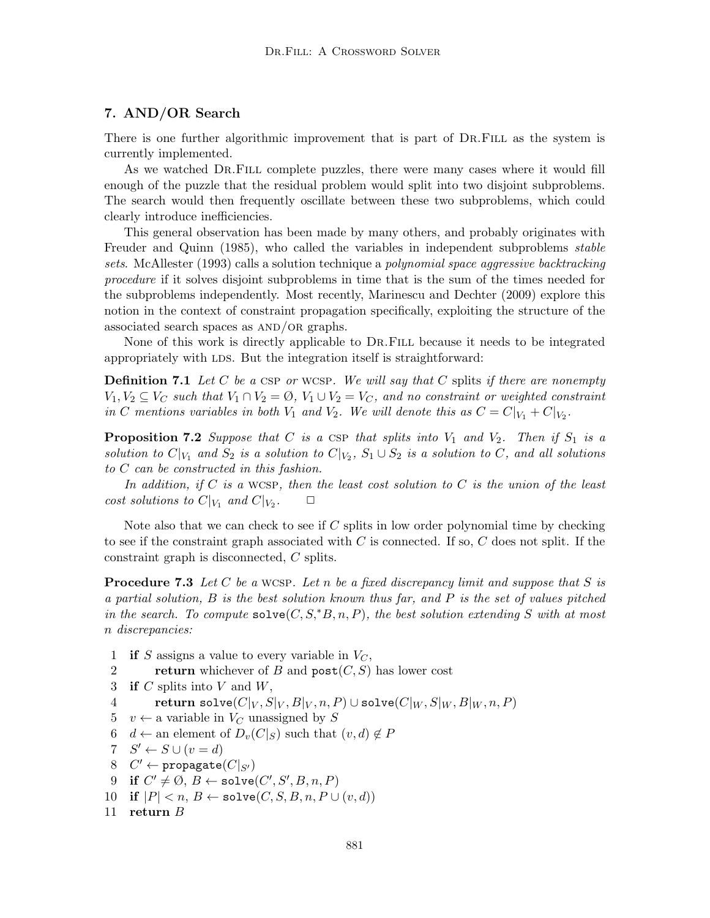## 7. AND/OR Search

There is one further algorithmic improvement that is part of Dr.Fill as the system is currently implemented.

As we watched Dr.Fill complete puzzles, there were many cases where it would fill enough of the puzzle that the residual problem would split into two disjoint subproblems. The search would then frequently oscillate between these two subproblems, which could clearly introduce inefficiencies.

This general observation has been made by many others, and probably originates with Freuder and Quinn (1985), who called the variables in independent subproblems *stable sets*. McAllester (1993) calls a solution technique a *polynomial space aggressive backtracking procedure* if it solves disjoint subproblems in time that is the sum of the times needed for the subproblems independently. Most recently, Marinescu and Dechter (2009) explore this notion in the context of constraint propagation specifically, exploiting the structure of the associated search spaces as AND/OR graphs.

None of this work is directly applicable to Dr.Fill because it needs to be integrated appropriately with LDS. But the integration itself is straightforward:

**Definition 7.1** *Let $C$ be a CSP or WCSP. We will say that $C$ splits if there are nonempty $V_1, V_2 \subseteq V_C$ such that $V_1 \cap V_2 = \emptyset$, $V_1 \cup V_2 = V_C$, and no constraint or weighted constraint in $C$ mentions variables in both $V_1$ and $V_2$. We will denote this as $C = C|_{V_1} + C|_{V_2}$.*

**Proposition 7.2** *Suppose that $C$ is a CSP that splits into $V_1$ and $V_2$. Then if $S_1$ is a solution to $C|_{V_1}$ and $S_2$ is a solution to $C|_{V_2}$, $S_1 \cup S_2$ is a solution to $C$, and all solutions to $C$ can be constructed in this fashion.*

*In addition, if $C$ is a WCSP, then the least cost solution to $C$ is the union of the least cost solutions to $C|_{V_1}$ and $C|_{V_2}$.* □

Note also that we can check to see if $C$ splits in low order polynomial time by checking to see if the constraint graph associated with $C$ is connected. If so, $C$ does not split. If the constraint graph is disconnected, $C$ splits.

**Procedure 7.3** *Let $C$ be a WCSP. Let $n$ be a fixed discrepancy limit and suppose that $S$ is a partial solution, $B$ is the best solution known thus far, and $P$ is the set of values pitched in the search. To compute* $\texttt{solve}(C, S, ^*B, n, P)$*, the best solution extending $S$ with at most $n$ discrepancies:*

1. **if** $S$ assigns a value to every variable in $V_C$,
2. &nbsp;&nbsp;&nbsp;&nbsp;**return** whichever of $B$ and $\texttt{post}(C, S)$ has lower cost
3. **if** $C$ splits into $V$ and $W$,
4. &nbsp;&nbsp;&nbsp;&nbsp;**return** $\texttt{solve}(C|_V, S|_V, B|_V, n, P) \cup \texttt{solve}(C|_W, S|_W, B|_W, n, P)$
5. $v \leftarrow$ a variable in $V_C$ unassigned by $S$
6. $d \leftarrow$ an element of $D_v(C|_S)$ such that $(v, d) \notin P$
7. $S' \leftarrow S \cup (v = d)$
8. $C' \leftarrow \texttt{propagate}(C|_{S'})$
9. **if** $C' \neq \emptyset$, $B \leftarrow \texttt{solve}(C', S', B, n, P)$
10. **if** $|P| < n$, $B \leftarrow \texttt{solve}(C, S, B, n, P \cup (v, d))$
11. **return** $B$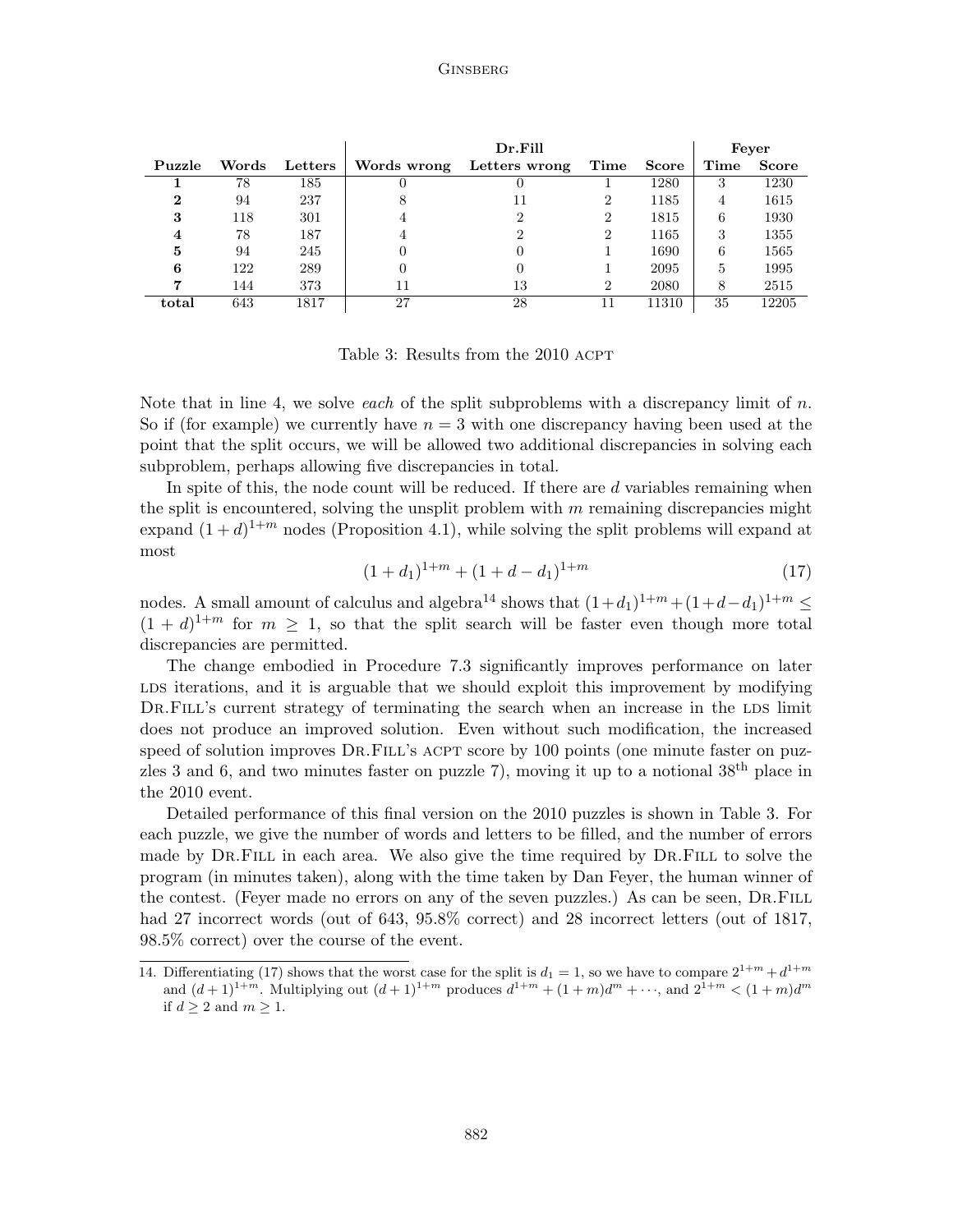| Puzzle | Words | Letters | Dr.Fill | | | | Feyer | |
|---|---|---|---|---|---|---|---|---|
| | | | Words wrong | Letters wrong | Time | Score | Time | Score |
| **1** | 78 | 185 | 0 | 0 | 1 | 1280 | 3 | 1230 |
| **2** | 94 | 237 | 8 | 11 | 2 | 1185 | 4 | 1615 |
| **3** | 118 | 301 | 4 | 2 | 2 | 1815 | 6 | 1930 |
| **4** | 78 | 187 | 4 | 2 | 2 | 1165 | 3 | 1355 |
| **5** | 94 | 245 | 0 | 0 | 1 | 1690 | 6 | 1565 |
| **6** | 122 | 289 | 0 | 0 | 1 | 2095 | 5 | 1995 |
| **7** | 144 | 373 | 11 | 13 | 2 | 2080 | 8 | 2515 |
| **total** | 643 | 1817 | 27 | 28 | 11 | 11310 | 35 | 12205 |

Table 3: Results from the 2010 ACPT

Note that in line 4, we solve *each* of the split subproblems with a discrepancy limit of $n$. So if (for example) we currently have $n = 3$ with one discrepancy having been used at the point that the split occurs, we will be allowed two additional discrepancies in solving each subproblem, perhaps allowing five discrepancies in total.

In spite of this, the node count will be reduced. If there are $d$ variables remaining when the split is encountered, solving the unsplit problem with $m$ remaining discrepancies might expand $(1+d)^{1+m}$ nodes (Proposition 4.1), while solving the split problems will expand at most

$$(1+d_1)^{1+m} + (1+d-d_1)^{1+m} \tag{17}$$

nodes. A small amount of calculus and algebra[14] shows that $(1+d_1)^{1+m}+(1+d-d_1)^{1+m} \leq (1+d)^{1+m}$ for $m \geq 1$, so that the split search will be faster even though more total discrepancies are permitted.

The change embodied in Procedure 7.3 significantly improves performance on later LDS iterations, and it is arguable that we should exploit this improvement by modifying Dr.Fill's current strategy of terminating the search when an increase in the LDS limit does not produce an improved solution. Even without such modification, the increased speed of solution improves Dr.Fill's ACPT score by 100 points (one minute faster on puzzles 3 and 6, and two minutes faster on puzzle 7), moving it up to a notional 38th place in the 2010 event.

Detailed performance of this final version on the 2010 puzzles is shown in Table 3. For each puzzle, we give the number of words and letters to be filled, and the number of errors made by Dr.Fill in each area. We also give the time required by Dr.Fill to solve the program (in minutes taken), along with the time taken by Dan Feyer, the human winner of the contest. (Feyer made no errors on any of the seven puzzles.) As can be seen, Dr.Fill had 27 incorrect words (out of 643, 95.8% correct) and 28 incorrect letters (out of 1817, 98.5% correct) over the course of the event.

14. Differentiating (17) shows that the worst case for the split is $d_1 = 1$, so we have to compare $2^{1+m} + d^{1+m}$ and $(d+1)^{1+m}$. Multiplying out $(d+1)^{1+m}$ produces $d^{1+m} + (1+m)d^m + \cdots$, and $2^{1+m} < (1+m)d^m$ if $d \geq 2$ and $m \geq 1$.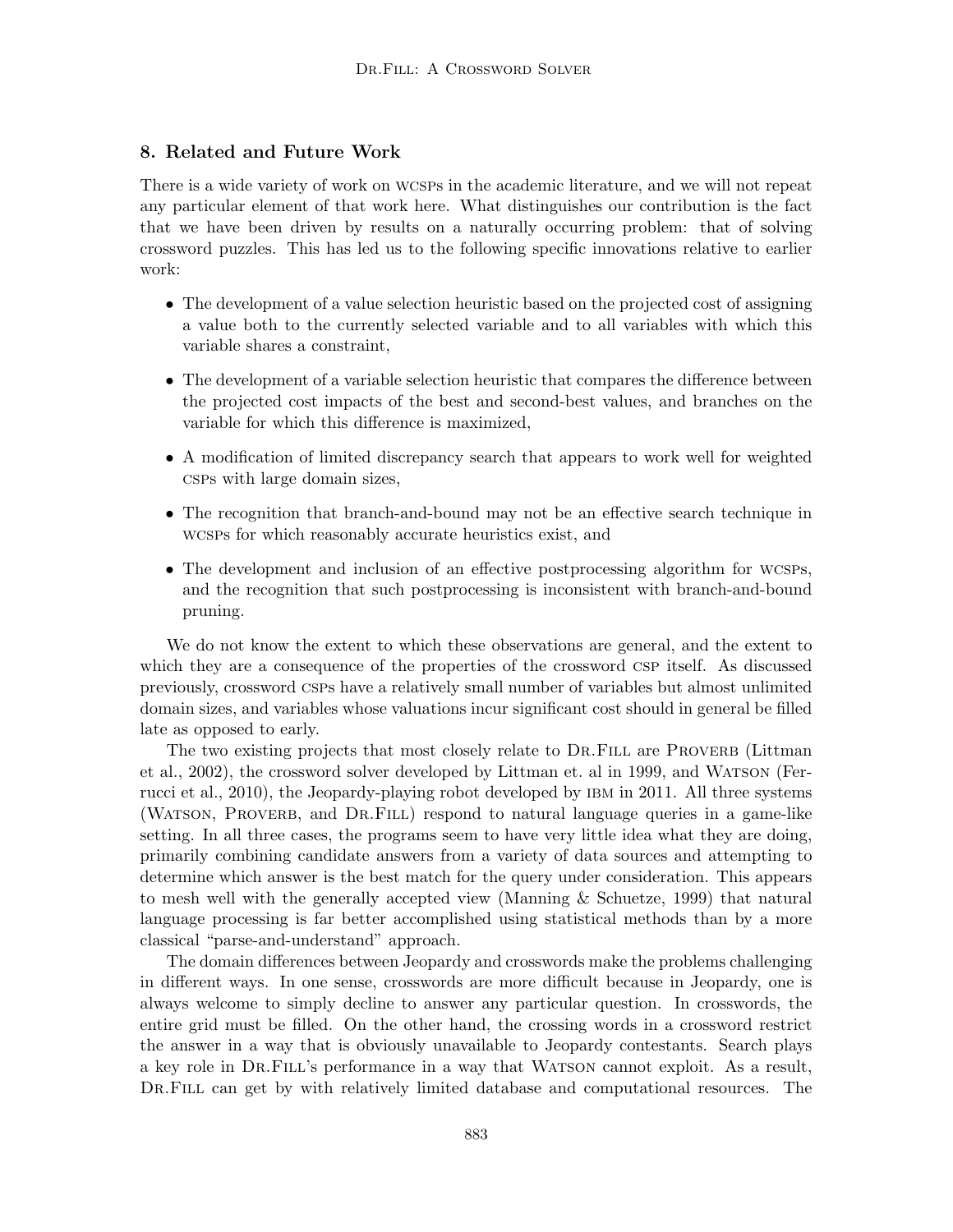## 8. Related and Future Work

There is a wide variety of work on WCSPs in the academic literature, and we will not repeat any particular element of that work here. What distinguishes our contribution is the fact that we have been driven by results on a naturally occurring problem: that of solving crossword puzzles. This has led us to the following specific innovations relative to earlier work:

- The development of a value selection heuristic based on the projected cost of assigning a value both to the currently selected variable and to all variables with which this variable shares a constraint,
- The development of a variable selection heuristic that compares the difference between the projected cost impacts of the best and second-best values, and branches on the variable for which this difference is maximized,
- A modification of limited discrepancy search that appears to work well for weighted CSPs with large domain sizes,
- The recognition that branch-and-bound may not be an effective search technique in WCSPs for which reasonably accurate heuristics exist, and
- The development and inclusion of an effective postprocessing algorithm for WCSPs, and the recognition that such postprocessing is inconsistent with branch-and-bound pruning.

We do not know the extent to which these observations are general, and the extent to which they are a consequence of the properties of the crossword CSP itself. As discussed previously, crossword CSPs have a relatively small number of variables but almost unlimited domain sizes, and variables whose valuations incur significant cost should in general be filled late as opposed to early.

The two existing projects that most closely relate to Dr.Fill are Proverb (Littman et al., 2002), the crossword solver developed by Littman et. al in 1999, and Watson (Ferrucci et al., 2010), the Jeopardy-playing robot developed by IBM in 2011. All three systems (Watson, Proverb, and Dr.Fill) respond to natural language queries in a game-like setting. In all three cases, the programs seem to have very little idea what they are doing, primarily combining candidate answers from a variety of data sources and attempting to determine which answer is the best match for the query under consideration. This appears to mesh well with the generally accepted view (Manning & Schuetze, 1999) that natural language processing is far better accomplished using statistical methods than by a more classical "parse-and-understand" approach.

The domain differences between Jeopardy and crosswords make the problems challenging in different ways. In one sense, crosswords are more difficult because in Jeopardy, one is always welcome to simply decline to answer any particular question. In crosswords, the entire grid must be filled. On the other hand, the crossing words in a crossword restrict the answer in a way that is obviously unavailable to Jeopardy contestants. Search plays a key role in Dr.Fill's performance in a way that Watson cannot exploit. As a result, Dr.Fill can get by with relatively limited database and computational resources. The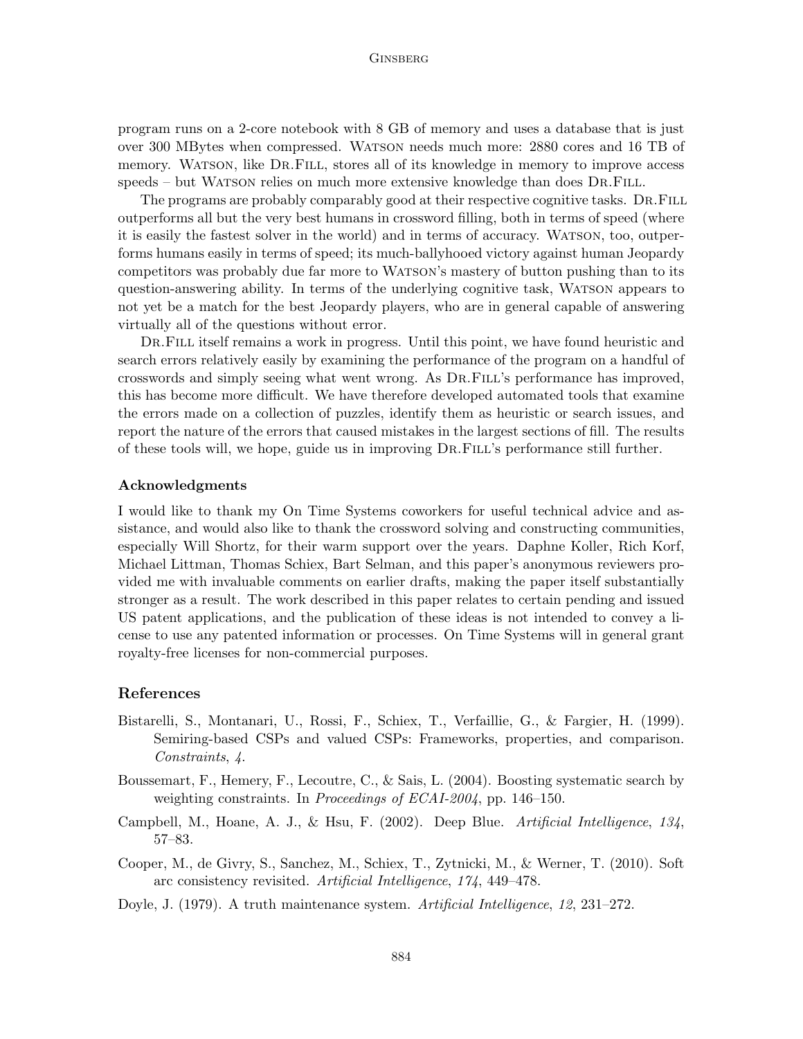program runs on a 2-core notebook with 8 GB of memory and uses a database that is just over 300 MBytes when compressed. Watson needs much more: 2880 cores and 16 TB of memory. Watson, like Dr.Fill, stores all of its knowledge in memory to improve access speeds – but Watson relies on much more extensive knowledge than does Dr.Fill.

The programs are probably comparably good at their respective cognitive tasks. Dr.Fill outperforms all but the very best humans in crossword filling, both in terms of speed (where it is easily the fastest solver in the world) and in terms of accuracy. Watson, too, outperforms humans easily in terms of speed; its much-ballyhooed victory against human Jeopardy competitors was probably due far more to Watson's mastery of button pushing than to its question-answering ability. In terms of the underlying cognitive task, Watson appears to not yet be a match for the best Jeopardy players, who are in general capable of answering virtually all of the questions without error.

Dr.Fill itself remains a work in progress. Until this point, we have found heuristic and search errors relatively easily by examining the performance of the program on a handful of crosswords and simply seeing what went wrong. As Dr.Fill's performance has improved, this has become more difficult. We have therefore developed automated tools that examine the errors made on a collection of puzzles, identify them as heuristic or search issues, and report the nature of the errors that caused mistakes in the largest sections of fill. The results of these tools will, we hope, guide us in improving Dr.Fill's performance still further.

### Acknowledgments

I would like to thank my On Time Systems coworkers for useful technical advice and assistance, and would also like to thank the crossword solving and constructing communities, especially Will Shortz, for their warm support over the years. Daphne Koller, Rich Korf, Michael Littman, Thomas Schiex, Bart Selman, and this paper's anonymous reviewers provided me with invaluable comments on earlier drafts, making the paper itself substantially stronger as a result. The work described in this paper relates to certain pending and issued US patent applications, and the publication of these ideas is not intended to convey a license to use any patented information or processes. On Time Systems will in general grant royalty-free licenses for non-commercial purposes.

## References

Bistarelli, S., Montanari, U., Rossi, F., Schiex, T., Verfaillie, G., & Fargier, H. (1999). Semiring-based CSPs and valued CSPs: Frameworks, properties, and comparison. *Constraints*, *4*.

Boussemart, F., Hemery, F., Lecoutre, C., & Sais, L. (2004). Boosting systematic search by weighting constraints. In *Proceedings of ECAI-2004*, pp. 146–150.

Campbell, M., Hoane, A. J., & Hsu, F. (2002). Deep Blue. *Artificial Intelligence*, *134*, 57–83.

Cooper, M., de Givry, S., Sanchez, M., Schiex, T., Zytnicki, M., & Werner, T. (2010). Soft arc consistency revisited. *Artificial Intelligence*, *174*, 449–478.

Doyle, J. (1979). A truth maintenance system. *Artificial Intelligence*, *12*, 231–272.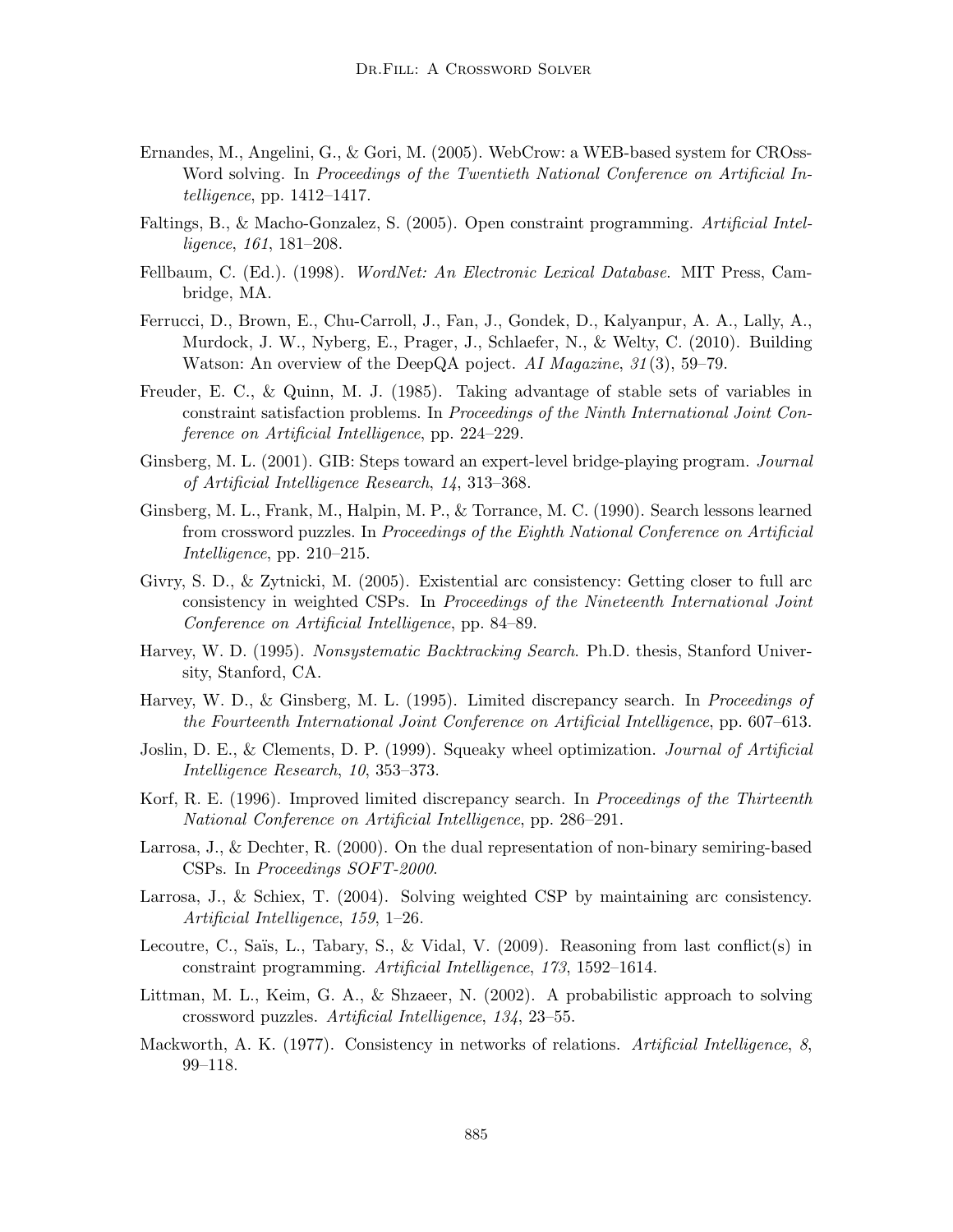Ernandes, M., Angelini, G., & Gori, M. (2005). WebCrow: a WEB-based system for CROss-Word solving. In *Proceedings of the Twentieth National Conference on Artificial Intelligence*, pp. 1412–1417.

Faltings, B., & Macho-Gonzalez, S. (2005). Open constraint programming. *Artificial Intelligence*, *161*, 181–208.

Fellbaum, C. (Ed.). (1998). *WordNet: An Electronic Lexical Database*. MIT Press, Cambridge, MA.

Ferrucci, D., Brown, E., Chu-Carroll, J., Fan, J., Gondek, D., Kalyanpur, A. A., Lally, A., Murdock, J. W., Nyberg, E., Prager, J., Schlaefer, N., & Welty, C. (2010). Building Watson: An overview of the DeepQA poject. *AI Magazine*, *31*(3), 59–79.

Freuder, E. C., & Quinn, M. J. (1985). Taking advantage of stable sets of variables in constraint satisfaction problems. In *Proceedings of the Ninth International Joint Conference on Artificial Intelligence*, pp. 224–229.

Ginsberg, M. L. (2001). GIB: Steps toward an expert-level bridge-playing program. *Journal of Artificial Intelligence Research*, *14*, 313–368.

Ginsberg, M. L., Frank, M., Halpin, M. P., & Torrance, M. C. (1990). Search lessons learned from crossword puzzles. In *Proceedings of the Eighth National Conference on Artificial Intelligence*, pp. 210–215.

Givry, S. D., & Zytnicki, M. (2005). Existential arc consistency: Getting closer to full arc consistency in weighted CSPs. In *Proceedings of the Nineteenth International Joint Conference on Artificial Intelligence*, pp. 84–89.

Harvey, W. D. (1995). *Nonsystematic Backtracking Search*. Ph.D. thesis, Stanford University, Stanford, CA.

Harvey, W. D., & Ginsberg, M. L. (1995). Limited discrepancy search. In *Proceedings of the Fourteenth International Joint Conference on Artificial Intelligence*, pp. 607–613.

Joslin, D. E., & Clements, D. P. (1999). Squeaky wheel optimization. *Journal of Artificial Intelligence Research*, *10*, 353–373.

Korf, R. E. (1996). Improved limited discrepancy search. In *Proceedings of the Thirteenth National Conference on Artificial Intelligence*, pp. 286–291.

Larrosa, J., & Dechter, R. (2000). On the dual representation of non-binary semiring-based CSPs. In *Proceedings SOFT-2000*.

Larrosa, J., & Schiex, T. (2004). Solving weighted CSP by maintaining arc consistency. *Artificial Intelligence*, *159*, 1–26.

Lecoutre, C., Saïs, L., Tabary, S., & Vidal, V. (2009). Reasoning from last conflict(s) in constraint programming. *Artificial Intelligence*, *173*, 1592–1614.

Littman, M. L., Keim, G. A., & Shzaeer, N. (2002). A probabilistic approach to solving crossword puzzles. *Artificial Intelligence*, *134*, 23–55.

Mackworth, A. K. (1977). Consistency in networks of relations. *Artificial Intelligence*, *8*, 99–118.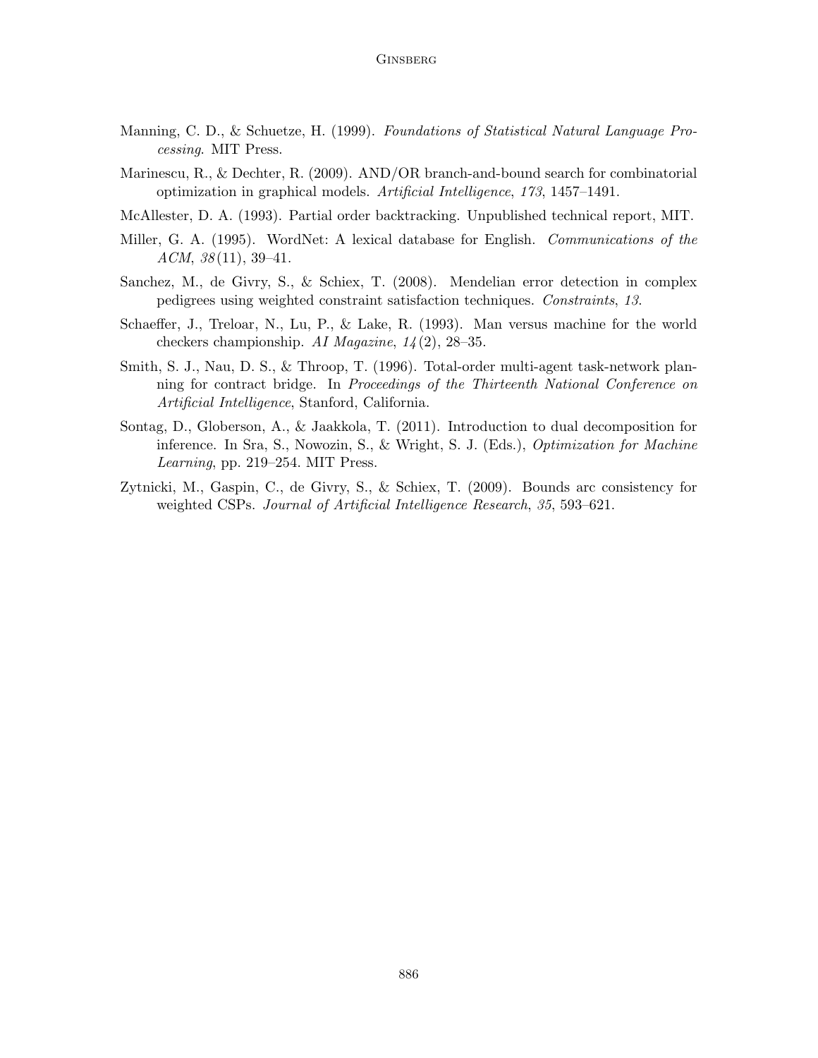Manning, C. D., & Schuetze, H. (1999). *Foundations of Statistical Natural Language Processing*. MIT Press.

Marinescu, R., & Dechter, R. (2009). AND/OR branch-and-bound search for combinatorial optimization in graphical models. *Artificial Intelligence*, *173*, 1457–1491.

McAllester, D. A. (1993). Partial order backtracking. Unpublished technical report, MIT.

Miller, G. A. (1995). WordNet: A lexical database for English. *Communications of the ACM*, *38*(11), 39–41.

Sanchez, M., de Givry, S., & Schiex, T. (2008). Mendelian error detection in complex pedigrees using weighted constraint satisfaction techniques. *Constraints*, *13*.

Schaeffer, J., Treloar, N., Lu, P., & Lake, R. (1993). Man versus machine for the world checkers championship. *AI Magazine*, *14*(2), 28–35.

Smith, S. J., Nau, D. S., & Throop, T. (1996). Total-order multi-agent task-network planning for contract bridge. In *Proceedings of the Thirteenth National Conference on Artificial Intelligence*, Stanford, California.

Sontag, D., Globerson, A., & Jaakkola, T. (2011). Introduction to dual decomposition for inference. In Sra, S., Nowozin, S., & Wright, S. J. (Eds.), *Optimization for Machine Learning*, pp. 219–254. MIT Press.

Zytnicki, M., Gaspin, C., de Givry, S., & Schiex, T. (2009). Bounds arc consistency for weighted CSPs. *Journal of Artificial Intelligence Research*, *35*, 593–621.